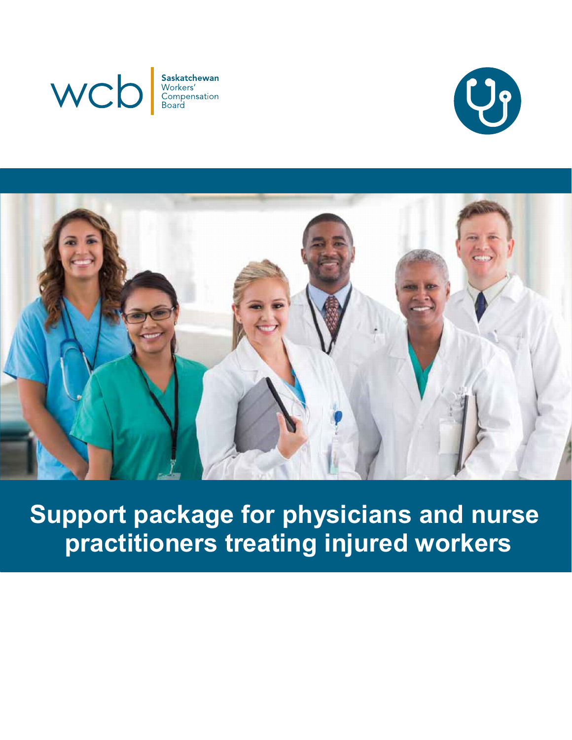wcb Saskatchewan Workers' Compensation Board

# Support package for physicians and nurse practitioners treating injured workers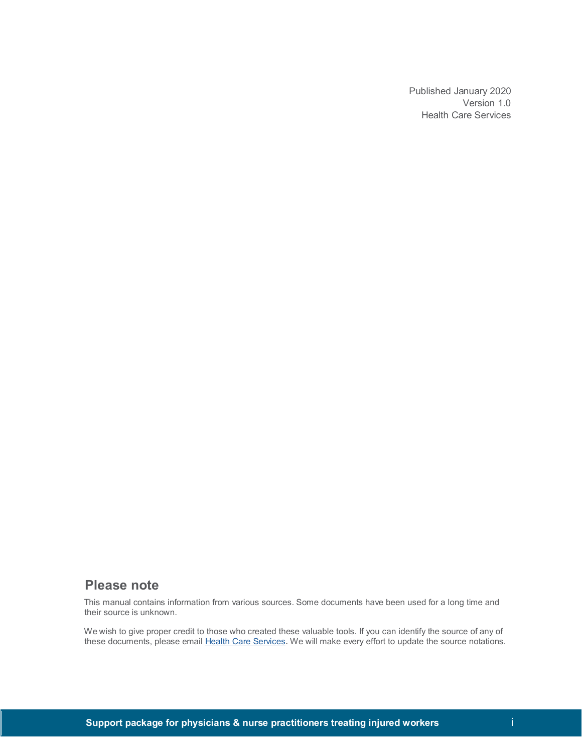Published January 2020
Version 1.0
Health Care Services

## Please note

This manual contains information from various sources. Some documents have been used for a long time and their source is unknown.

We wish to give proper credit to those who created these valuable tools. If you can identify the source of any of these documents, please email Health Care Services. We will make every effort to update the source notations.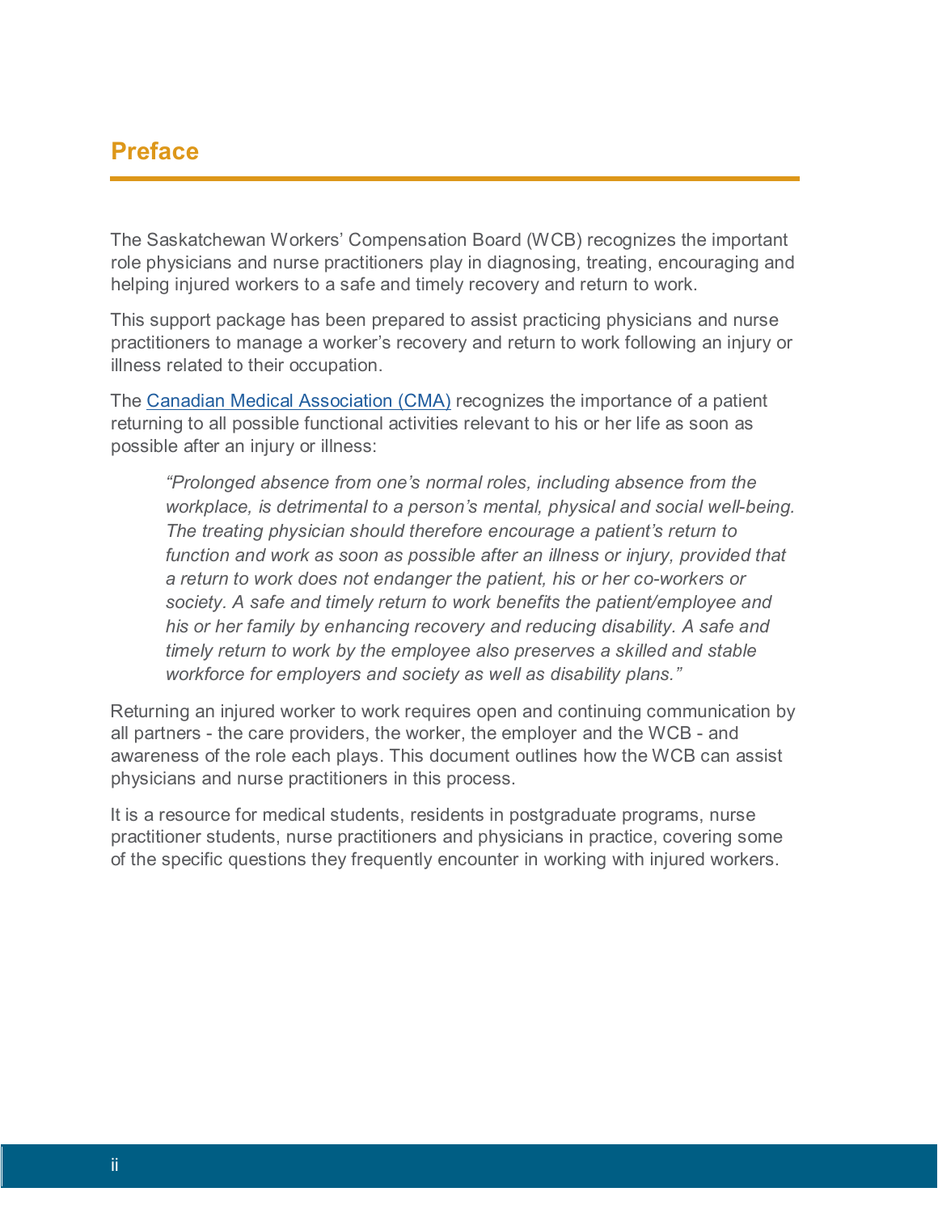# Preface

The Saskatchewan Workers' Compensation Board (WCB) recognizes the important role physicians and nurse practitioners play in diagnosing, treating, encouraging and helping injured workers to a safe and timely recovery and return to work.

This support package has been prepared to assist practicing physicians and nurse practitioners to manage a worker's recovery and return to work following an injury or illness related to their occupation.

The [Canadian Medical Association (CMA)] recognizes the importance of a patient returning to all possible functional activities relevant to his or her life as soon as possible after an injury or illness:

> *"Prolonged absence from one's normal roles, including absence from the workplace, is detrimental to a person's mental, physical and social well-being. The treating physician should therefore encourage a patient's return to function and work as soon as possible after an illness or injury, provided that a return to work does not endanger the patient, his or her co-workers or society. A safe and timely return to work benefits the patient/employee and his or her family by enhancing recovery and reducing disability. A safe and timely return to work by the employee also preserves a skilled and stable workforce for employers and society as well as disability plans."*

Returning an injured worker to work requires open and continuing communication by all partners - the care providers, the worker, the employer and the WCB - and awareness of the role each plays. This document outlines how the WCB can assist physicians and nurse practitioners in this process.

It is a resource for medical students, residents in postgraduate programs, nurse practitioner students, nurse practitioners and physicians in practice, covering some of the specific questions they frequently encounter in working with injured workers.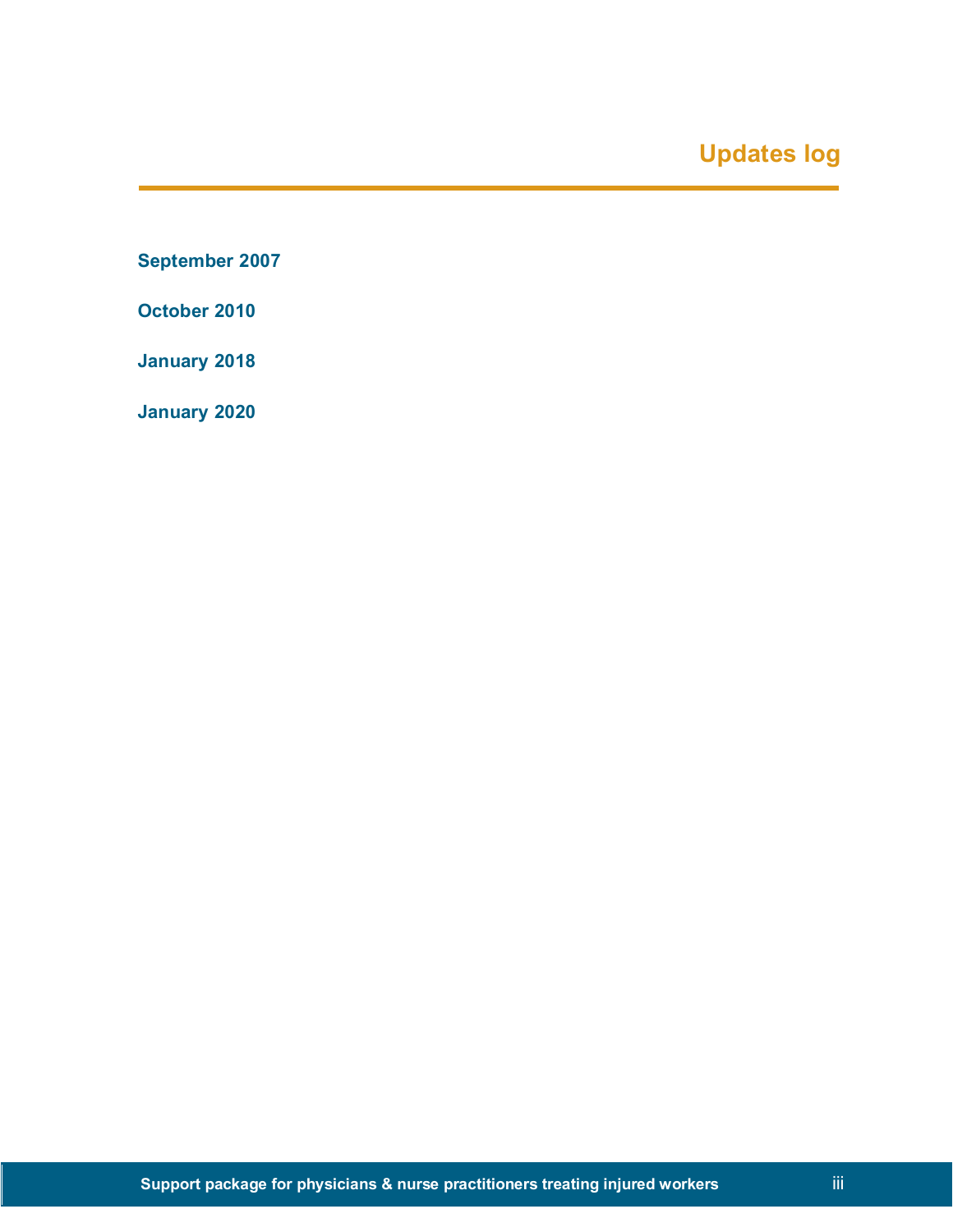# Updates log

**September 2007**

**October 2010**

**January 2018**

**January 2020**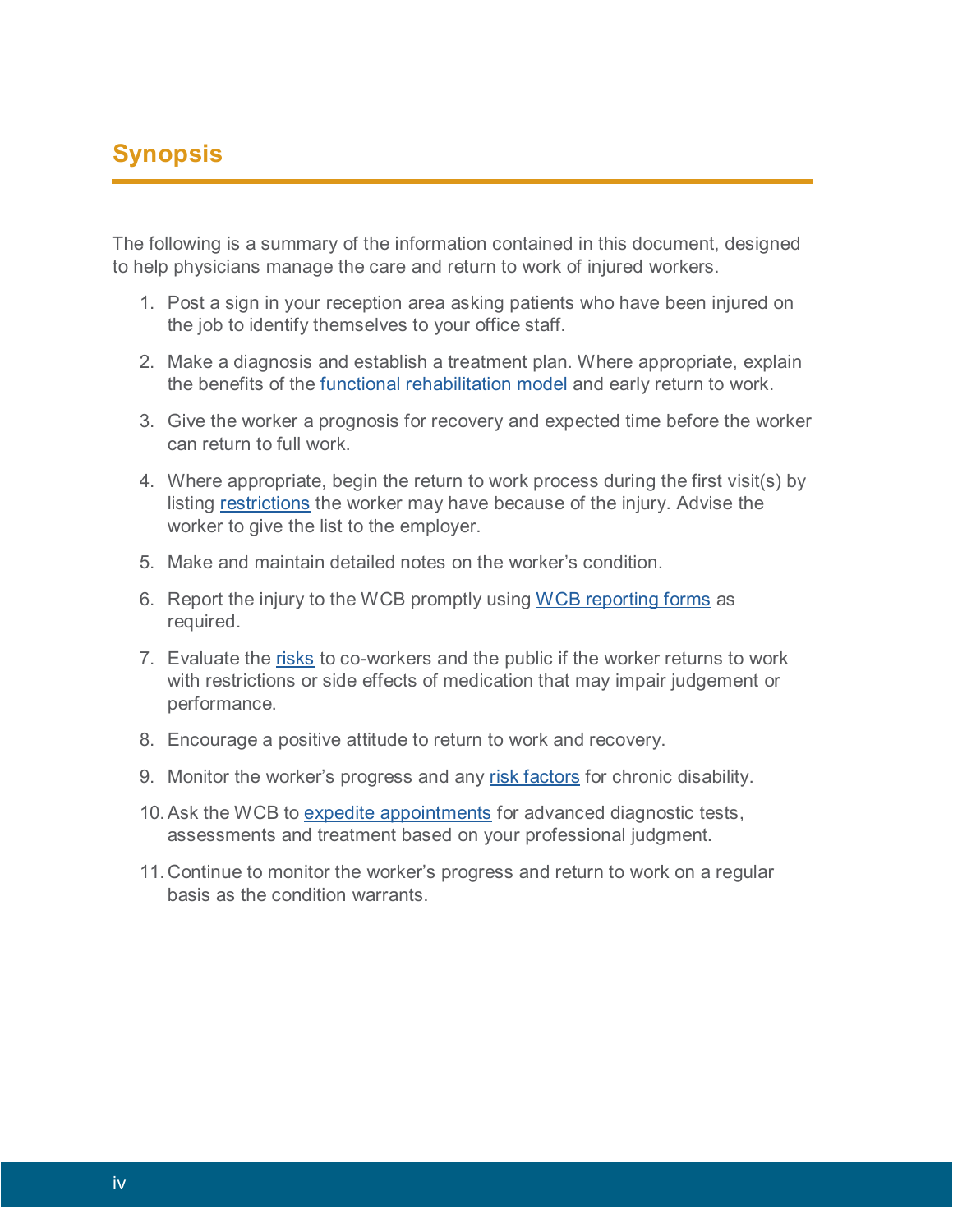## Synopsis

The following is a summary of the information contained in this document, designed to help physicians manage the care and return to work of injured workers.

1. Post a sign in your reception area asking patients who have been injured on the job to identify themselves to your office staff.
2. Make a diagnosis and establish a treatment plan. Where appropriate, explain the benefits of the functional rehabilitation model and early return to work.
3. Give the worker a prognosis for recovery and expected time before the worker can return to full work.
4. Where appropriate, begin the return to work process during the first visit(s) by listing restrictions the worker may have because of the injury. Advise the worker to give the list to the employer.
5. Make and maintain detailed notes on the worker's condition.
6. Report the injury to the WCB promptly using WCB reporting forms as required.
7. Evaluate the risks to co-workers and the public if the worker returns to work with restrictions or side effects of medication that may impair judgement or performance.
8. Encourage a positive attitude to return to work and recovery.
9. Monitor the worker's progress and any risk factors for chronic disability.
10. Ask the WCB to expedite appointments for advanced diagnostic tests, assessments and treatment based on your professional judgment.
11. Continue to monitor the worker's progress and return to work on a regular basis as the condition warrants.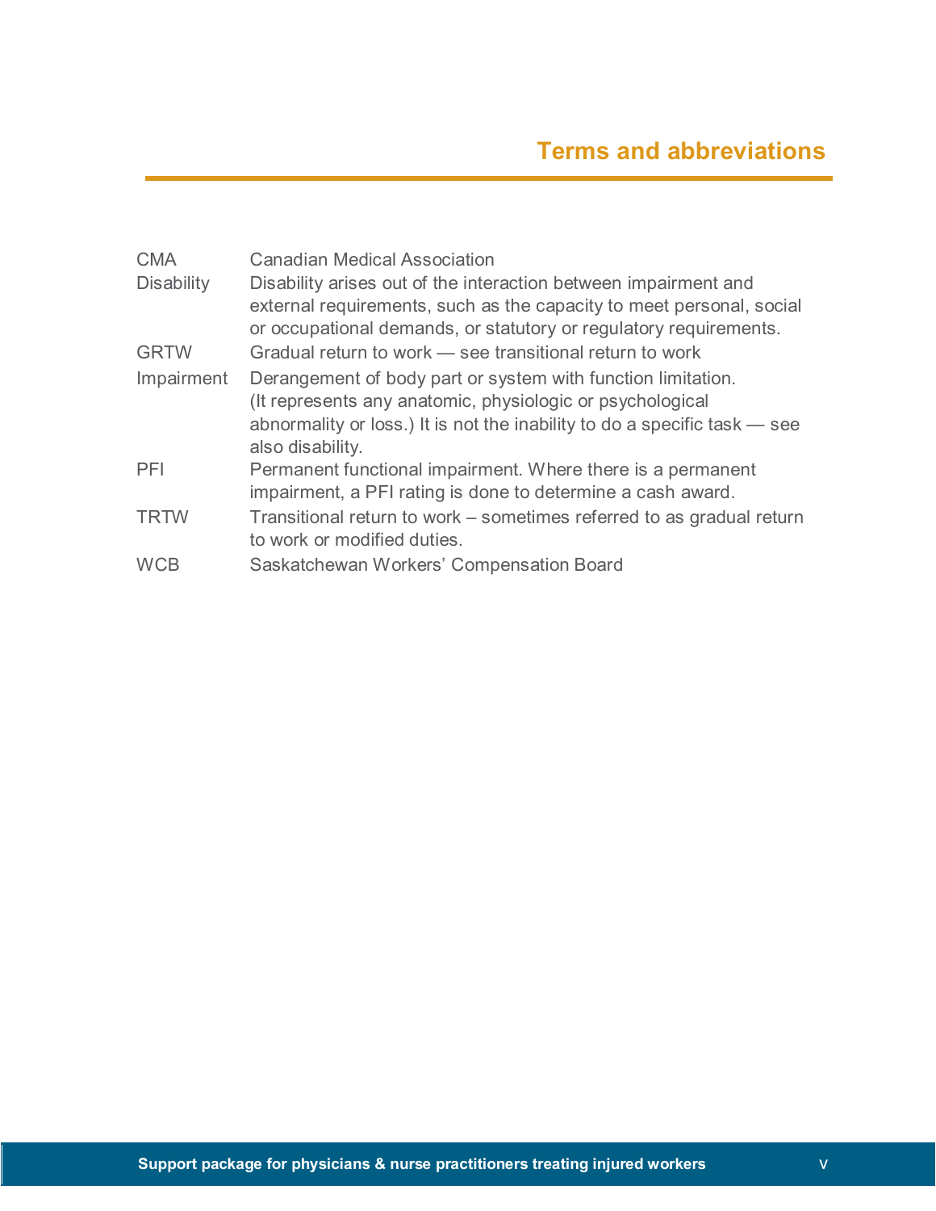## Terms and abbreviations

| | |
|---|---|
| CMA | Canadian Medical Association |
| Disability | Disability arises out of the interaction between impairment and external requirements, such as the capacity to meet personal, social or occupational demands, or statutory or regulatory requirements. |
| GRTW | Gradual return to work — see transitional return to work |
| Impairment | Derangement of body part or system with function limitation. (It represents any anatomic, physiologic or psychological abnormality or loss.) It is not the inability to do a specific task — see also disability. |
| PFI | Permanent functional impairment. Where there is a permanent impairment, a PFI rating is done to determine a cash award. |
| TRTW | Transitional return to work – sometimes referred to as gradual return to work or modified duties. |
| WCB | Saskatchewan Workers' Compensation Board |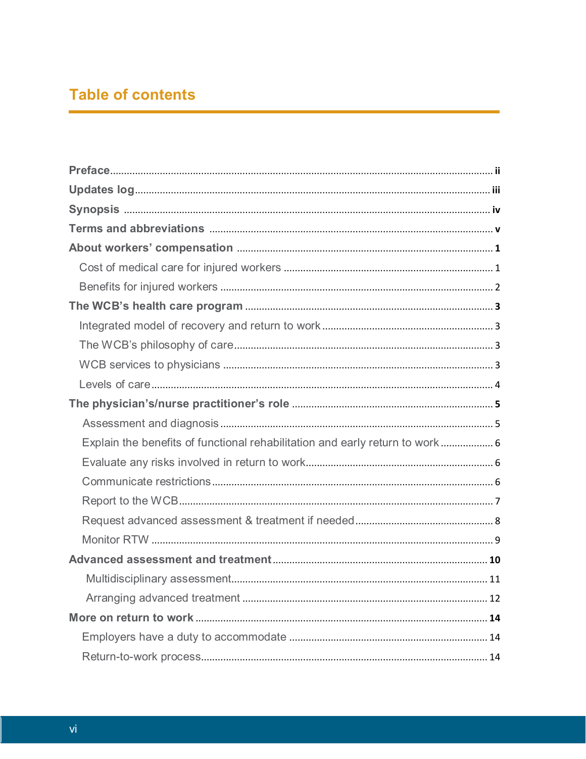# Table of contents

**Preface** ..... ii

**Updates log** ..... iii

**Synopsis** ..... iv

**Terms and abbreviations** ..... v

**About workers' compensation** ..... 1

- Cost of medical care for injured workers ..... 1
- Benefits for injured workers ..... 2

**The WCB's health care program** ..... 3

- Integrated model of recovery and return to work ..... 3
- The WCB's philosophy of care ..... 3
- WCB services to physicians ..... 3
- Levels of care ..... 4

**The physician's/nurse practitioner's role** ..... 5

- Assessment and diagnosis ..... 5
- Explain the benefits of functional rehabilitation and early return to work ..... 6
- Evaluate any risks involved in return to work ..... 6
- Communicate restrictions ..... 6
- Report to the WCB ..... 7
- Request advanced assessment & treatment if needed ..... 8
- Monitor RTW ..... 9

**Advanced assessment and treatment** ..... 10

- Multidisciplinary assessment ..... 11
- Arranging advanced treatment ..... 12

**More on return to work** ..... 14

- Employers have a duty to accommodate ..... 14
- Return-to-work process ..... 14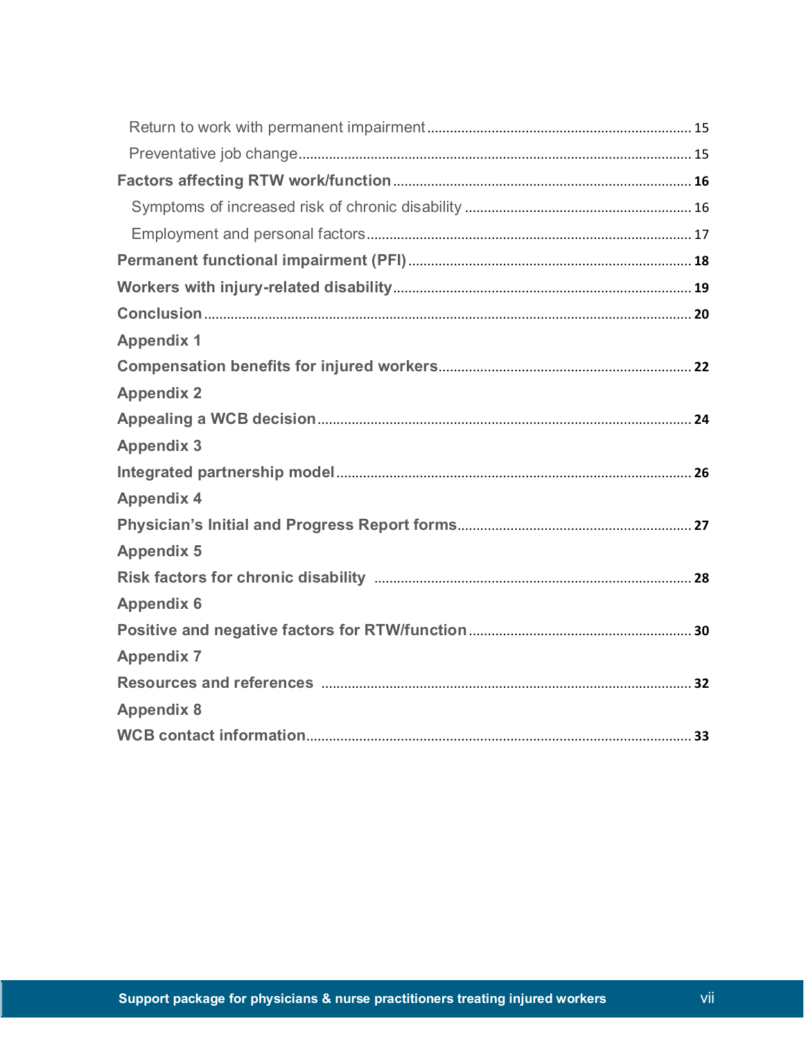Return to work with permanent impairment ..................................................................... 15

Preventative job change ....................................................................................... 15

**Factors affecting RTW work/function** .............................................................................. **16**

Symptoms of increased risk of chronic disability ........................................................... 16

Employment and personal factors ..................................................................................... 17

**Permanent functional impairment (PFI)** .......................................................................... **18**

**Workers with injury-related disability** .............................................................................. **19**

**Conclusion** ............................................................................................................................. **20**

**Appendix 1**

**Compensation benefits for injured workers** ................................................................. **22**

**Appendix 2**

**Appealing a WCB decision** ................................................................................................. **24**

**Appendix 3**

**Integrated partnership model** ............................................................................................ **26**

**Appendix 4**

**Physician's Initial and Progress Report forms** ............................................................. **27**

**Appendix 5**

**Risk factors for chronic disability** ................................................................................... **28**

**Appendix 6**

**Positive and negative factors for RTW/function** ......................................................... **30**

**Appendix 7**

**Resources and references** ................................................................................................ **32**

**Appendix 8**

**WCB contact information** .................................................................................................... **33**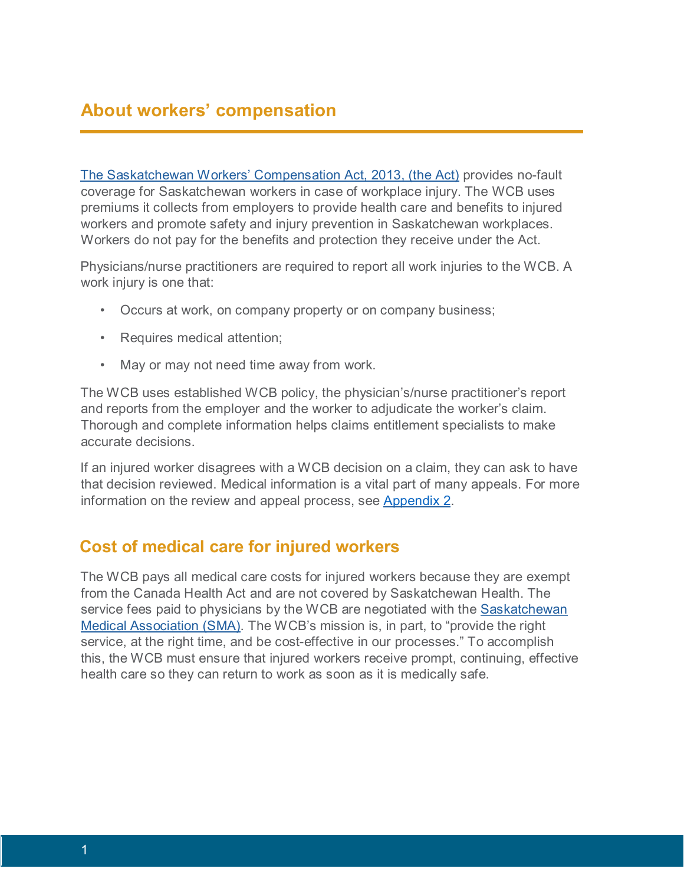## About workers' compensation

[The Saskatchewan Workers' Compensation Act, 2013, (the Act)](#) provides no-fault coverage for Saskatchewan workers in case of workplace injury. The WCB uses premiums it collects from employers to provide health care and benefits to injured workers and promote safety and injury prevention in Saskatchewan workplaces. Workers do not pay for the benefits and protection they receive under the Act.

Physicians/nurse practitioners are required to report all work injuries to the WCB. A work injury is one that:

- Occurs at work, on company property or on company business;
- Requires medical attention;
- May or may not need time away from work.

The WCB uses established WCB policy, the physician's/nurse practitioner's report and reports from the employer and the worker to adjudicate the worker's claim. Thorough and complete information helps claims entitlement specialists to make accurate decisions.

If an injured worker disagrees with a WCB decision on a claim, they can ask to have that decision reviewed. Medical information is a vital part of many appeals. For more information on the review and appeal process, see [Appendix 2](#).

### Cost of medical care for injured workers

The WCB pays all medical care costs for injured workers because they are exempt from the Canada Health Act and are not covered by Saskatchewan Health. The service fees paid to physicians by the WCB are negotiated with the [Saskatchewan Medical Association (SMA)](#). The WCB's mission is, in part, to "provide the right service, at the right time, and be cost-effective in our processes." To accomplish this, the WCB must ensure that injured workers receive prompt, continuing, effective health care so they can return to work as soon as it is medically safe.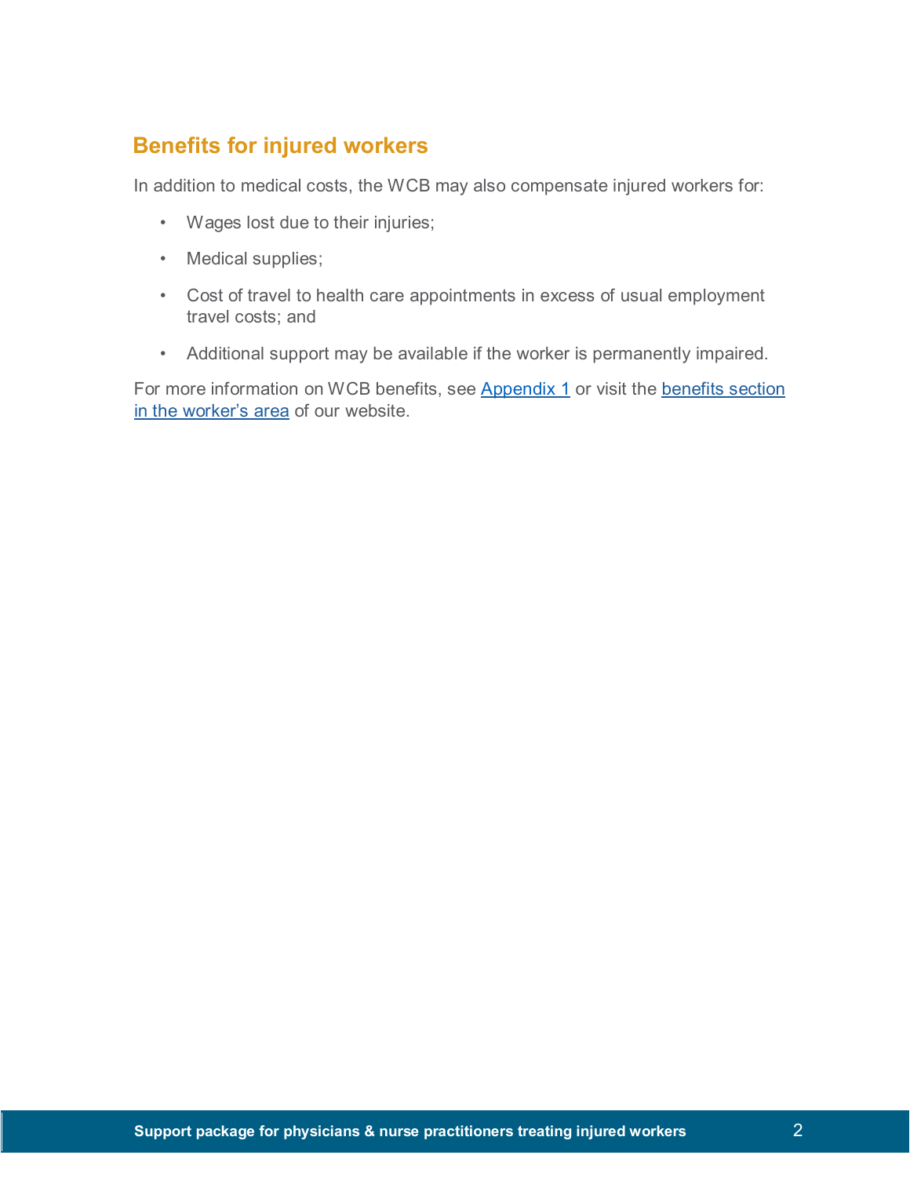## Benefits for injured workers

In addition to medical costs, the WCB may also compensate injured workers for:

- Wages lost due to their injuries;
- Medical supplies;
- Cost of travel to health care appointments in excess of usual employment travel costs; and
- Additional support may be available if the worker is permanently impaired.

For more information on WCB benefits, see Appendix 1 or visit the benefits section in the worker's area of our website.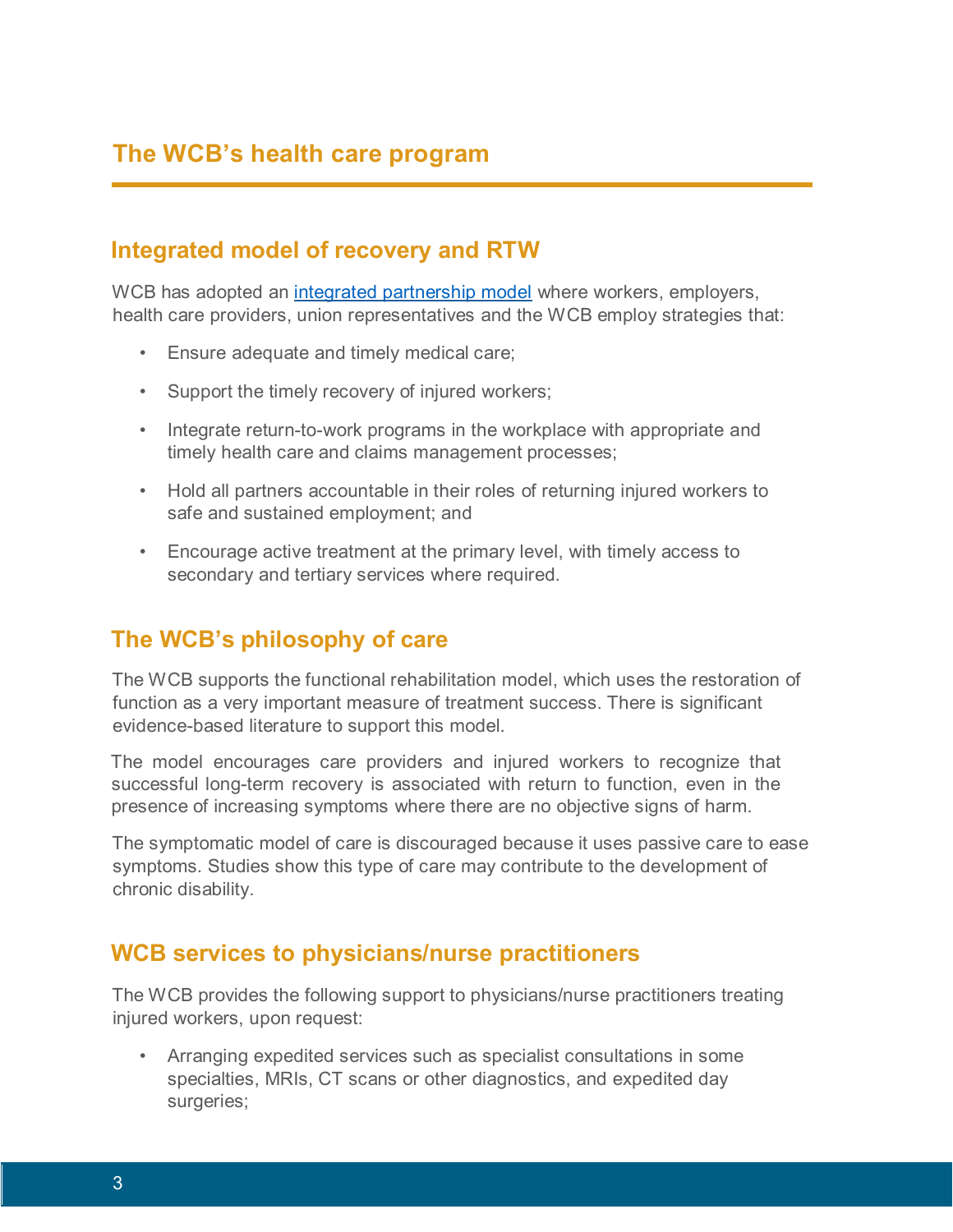# The WCB's health care program

## Integrated model of recovery and RTW

WCB has adopted an integrated partnership model where workers, employers, health care providers, union representatives and the WCB employ strategies that:

- Ensure adequate and timely medical care;
- Support the timely recovery of injured workers;
- Integrate return-to-work programs in the workplace with appropriate and timely health care and claims management processes;
- Hold all partners accountable in their roles of returning injured workers to safe and sustained employment; and
- Encourage active treatment at the primary level, with timely access to secondary and tertiary services where required.

## The WCB's philosophy of care

The WCB supports the functional rehabilitation model, which uses the restoration of function as a very important measure of treatment success. There is significant evidence-based literature to support this model.

The model encourages care providers and injured workers to recognize that successful long-term recovery is associated with return to function, even in the presence of increasing symptoms where there are no objective signs of harm.

The symptomatic model of care is discouraged because it uses passive care to ease symptoms. Studies show this type of care may contribute to the development of chronic disability.

## WCB services to physicians/nurse practitioners

The WCB provides the following support to physicians/nurse practitioners treating injured workers, upon request:

- Arranging expedited services such as specialist consultations in some specialties, MRIs, CT scans or other diagnostics, and expedited day surgeries;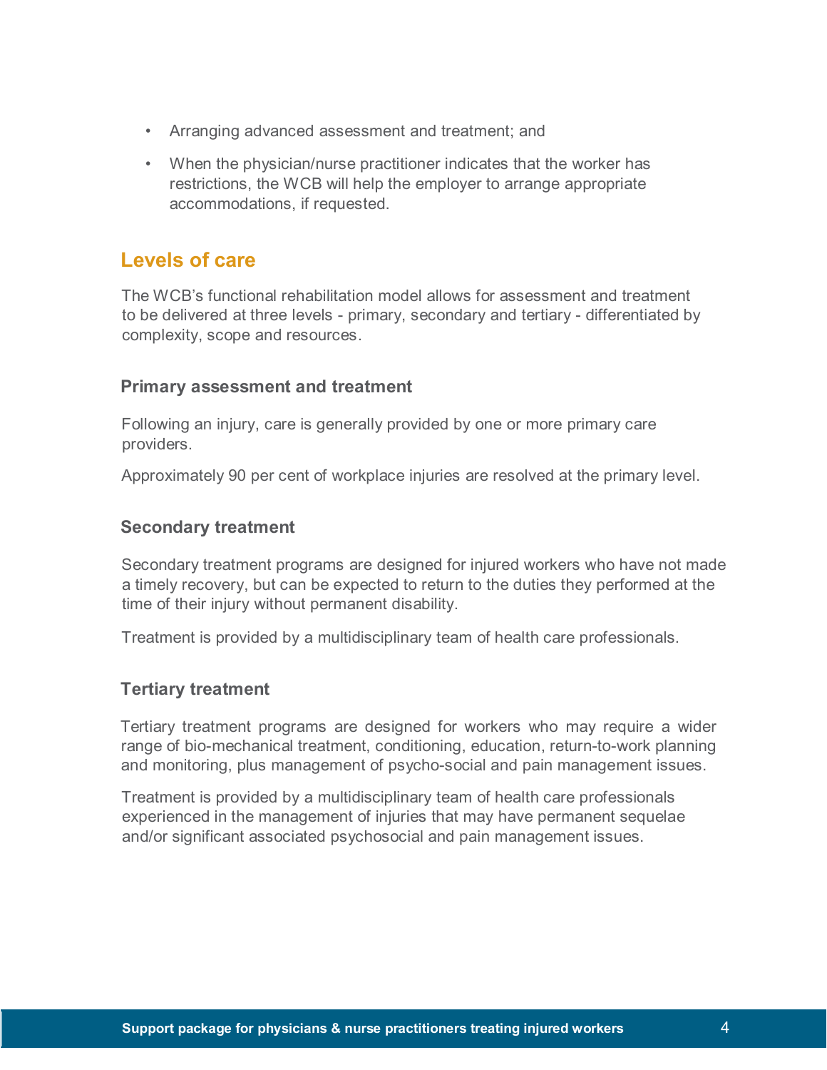- Arranging advanced assessment and treatment; and
- When the physician/nurse practitioner indicates that the worker has restrictions, the WCB will help the employer to arrange appropriate accommodations, if requested.

## Levels of care

The WCB's functional rehabilitation model allows for assessment and treatment to be delivered at three levels - primary, secondary and tertiary - differentiated by complexity, scope and resources.

### Primary assessment and treatment

Following an injury, care is generally provided by one or more primary care providers.

Approximately 90 per cent of workplace injuries are resolved at the primary level.

### Secondary treatment

Secondary treatment programs are designed for injured workers who have not made a timely recovery, but can be expected to return to the duties they performed at the time of their injury without permanent disability.

Treatment is provided by a multidisciplinary team of health care professionals.

### Tertiary treatment

Tertiary treatment programs are designed for workers who may require a wider range of bio-mechanical treatment, conditioning, education, return-to-work planning and monitoring, plus management of psycho-social and pain management issues.

Treatment is provided by a multidisciplinary team of health care professionals experienced in the management of injuries that may have permanent sequelae and/or significant associated psychosocial and pain management issues.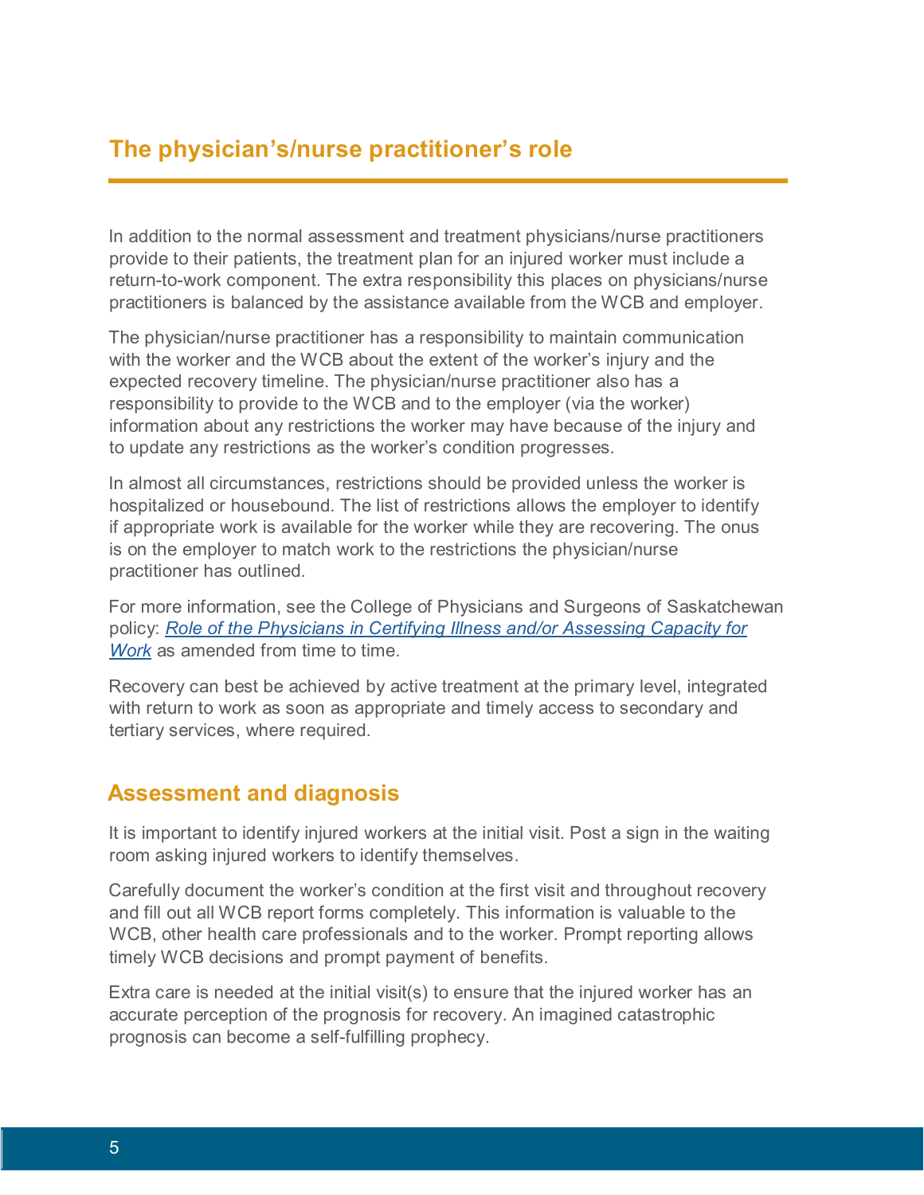## The physician's/nurse practitioner's role

In addition to the normal assessment and treatment physicians/nurse practitioners provide to their patients, the treatment plan for an injured worker must include a return-to-work component. The extra responsibility this places on physicians/nurse practitioners is balanced by the assistance available from the WCB and employer.

The physician/nurse practitioner has a responsibility to maintain communication with the worker and the WCB about the extent of the worker's injury and the expected recovery timeline. The physician/nurse practitioner also has a responsibility to provide to the WCB and to the employer (via the worker) information about any restrictions the worker may have because of the injury and to update any restrictions as the worker's condition progresses.

In almost all circumstances, restrictions should be provided unless the worker is hospitalized or housebound. The list of restrictions allows the employer to identify if appropriate work is available for the worker while they are recovering. The onus is on the employer to match work to the restrictions the physician/nurse practitioner has outlined.

For more information, see the College of Physicians and Surgeons of Saskatchewan policy: *Role of the Physicians in Certifying Illness and/or Assessing Capacity for Work* as amended from time to time.

Recovery can best be achieved by active treatment at the primary level, integrated with return to work as soon as appropriate and timely access to secondary and tertiary services, where required.

### Assessment and diagnosis

It is important to identify injured workers at the initial visit. Post a sign in the waiting room asking injured workers to identify themselves.

Carefully document the worker's condition at the first visit and throughout recovery and fill out all WCB report forms completely. This information is valuable to the WCB, other health care professionals and to the worker. Prompt reporting allows timely WCB decisions and prompt payment of benefits.

Extra care is needed at the initial visit(s) to ensure that the injured worker has an accurate perception of the prognosis for recovery. An imagined catastrophic prognosis can become a self-fulfilling prophecy.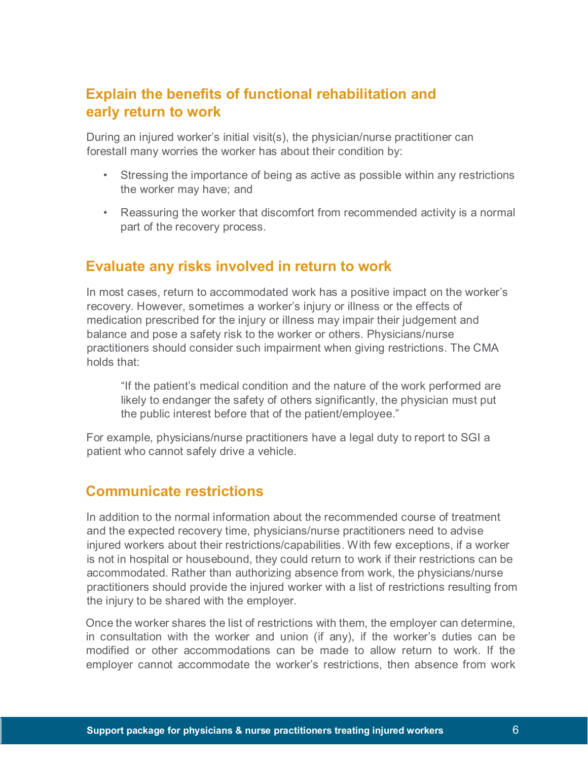## Explain the benefits of functional rehabilitation and early return to work

During an injured worker's initial visit(s), the physician/nurse practitioner can forestall many worries the worker has about their condition by:

- Stressing the importance of being as active as possible within any restrictions the worker may have; and
- Reassuring the worker that discomfort from recommended activity is a normal part of the recovery process.

## Evaluate any risks involved in return to work

In most cases, return to accommodated work has a positive impact on the worker's recovery. However, sometimes a worker's injury or illness or the effects of medication prescribed for the injury or illness may impair their judgement and balance and pose a safety risk to the worker or others. Physicians/nurse practitioners should consider such impairment when giving restrictions. The CMA holds that:

> "If the patient's medical condition and the nature of the work performed are likely to endanger the safety of others significantly, the physician must put the public interest before that of the patient/employee."

For example, physicians/nurse practitioners have a legal duty to report to SGI a patient who cannot safely drive a vehicle.

## Communicate restrictions

In addition to the normal information about the recommended course of treatment and the expected recovery time, physicians/nurse practitioners need to advise injured workers about their restrictions/capabilities. With few exceptions, if a worker is not in hospital or housebound, they could return to work if their restrictions can be accommodated. Rather than authorizing absence from work, the physicians/nurse practitioners should provide the injured worker with a list of restrictions resulting from the injury to be shared with the employer.

Once the worker shares the list of restrictions with them, the employer can determine, in consultation with the worker and union (if any), if the worker's duties can be modified or other accommodations can be made to allow return to work. If the employer cannot accommodate the worker's restrictions, then absence from work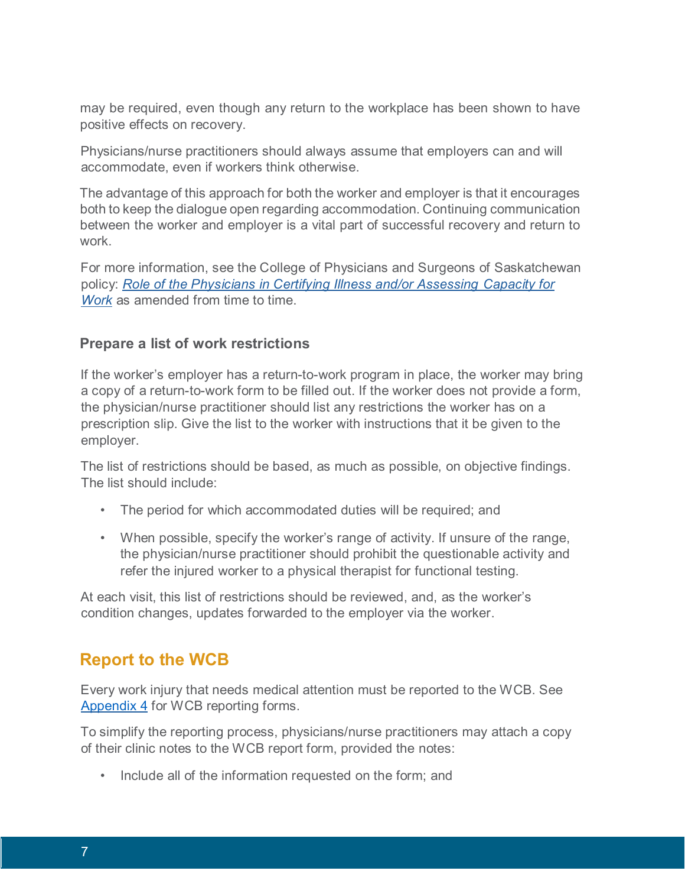may be required, even though any return to the workplace has been shown to have positive effects on recovery.

Physicians/nurse practitioners should always assume that employers can and will accommodate, even if workers think otherwise.

The advantage of this approach for both the worker and employer is that it encourages both to keep the dialogue open regarding accommodation. Continuing communication between the worker and employer is a vital part of successful recovery and return to work.

For more information, see the College of Physicians and Surgeons of Saskatchewan policy: *Role of the Physicians in Certifying Illness and/or Assessing Capacity for Work* as amended from time to time.

### Prepare a list of work restrictions

If the worker's employer has a return-to-work program in place, the worker may bring a copy of a return-to-work form to be filled out. If the worker does not provide a form, the physician/nurse practitioner should list any restrictions the worker has on a prescription slip. Give the list to the worker with instructions that it be given to the employer.

The list of restrictions should be based, as much as possible, on objective findings. The list should include:

- The period for which accommodated duties will be required; and
- When possible, specify the worker's range of activity. If unsure of the range, the physician/nurse practitioner should prohibit the questionable activity and refer the injured worker to a physical therapist for functional testing.

At each visit, this list of restrictions should be reviewed, and, as the worker's condition changes, updates forwarded to the employer via the worker.

## Report to the WCB

Every work injury that needs medical attention must be reported to the WCB. See Appendix 4 for WCB reporting forms.

To simplify the reporting process, physicians/nurse practitioners may attach a copy of their clinic notes to the WCB report form, provided the notes:

- Include all of the information requested on the form; and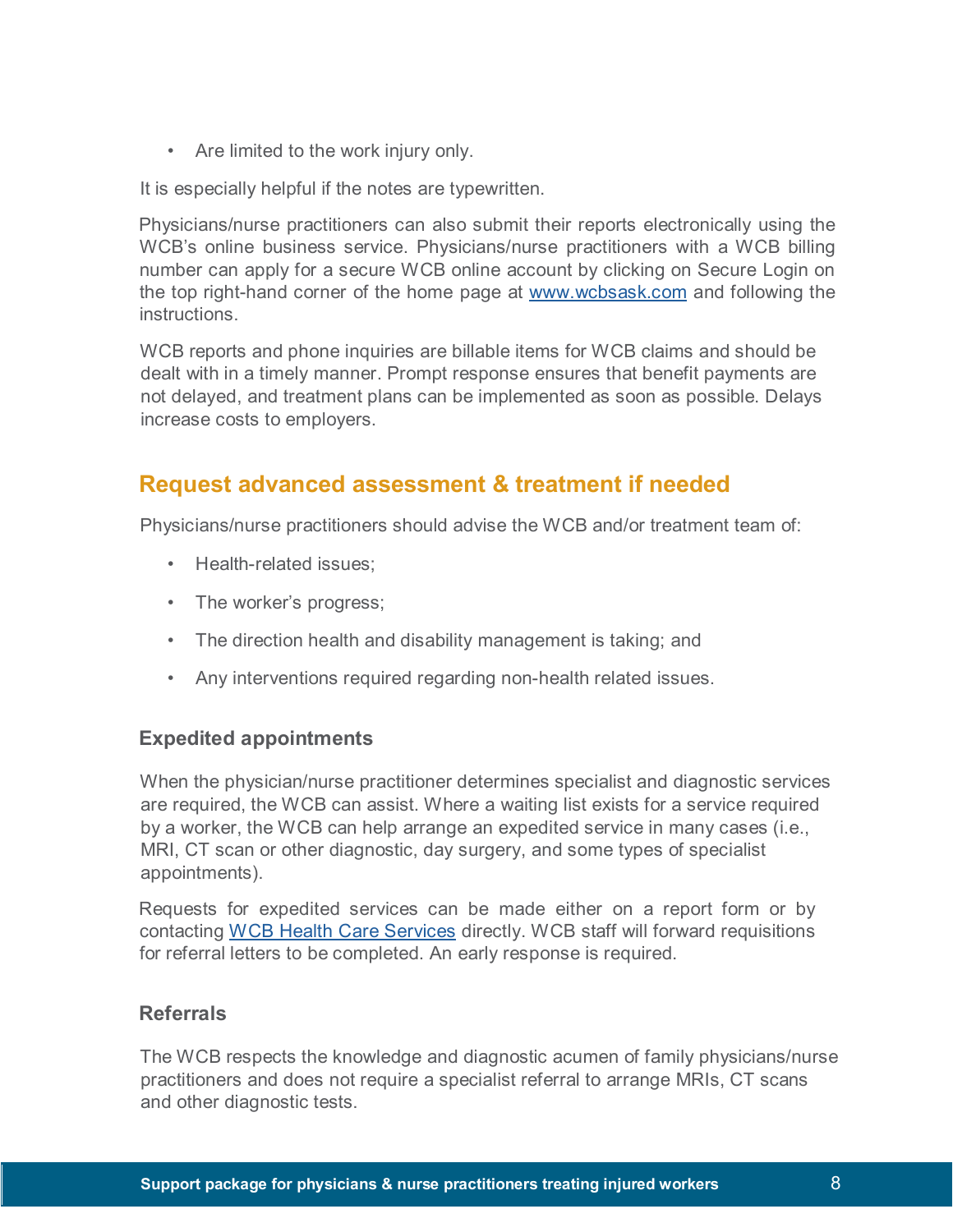- Are limited to the work injury only.

It is especially helpful if the notes are typewritten.

Physicians/nurse practitioners can also submit their reports electronically using the WCB's online business service. Physicians/nurse practitioners with a WCB billing number can apply for a secure WCB online account by clicking on Secure Login on the top right-hand corner of the home page at [www.wcbsask.com](http://www.wcbsask.com) and following the instructions.

WCB reports and phone inquiries are billable items for WCB claims and should be dealt with in a timely manner. Prompt response ensures that benefit payments are not delayed, and treatment plans can be implemented as soon as possible. Delays increase costs to employers.

## Request advanced assessment & treatment if needed

Physicians/nurse practitioners should advise the WCB and/or treatment team of:

- Health-related issues;
- The worker's progress;
- The direction health and disability management is taking; and
- Any interventions required regarding non-health related issues.

### Expedited appointments

When the physician/nurse practitioner determines specialist and diagnostic services are required, the WCB can assist. Where a waiting list exists for a service required by a worker, the WCB can help arrange an expedited service in many cases (i.e., MRI, CT scan or other diagnostic, day surgery, and some types of specialist appointments).

Requests for expedited services can be made either on a report form or by contacting WCB Health Care Services directly. WCB staff will forward requisitions for referral letters to be completed. An early response is required.

### Referrals

The WCB respects the knowledge and diagnostic acumen of family physicians/nurse practitioners and does not require a specialist referral to arrange MRIs, CT scans and other diagnostic tests.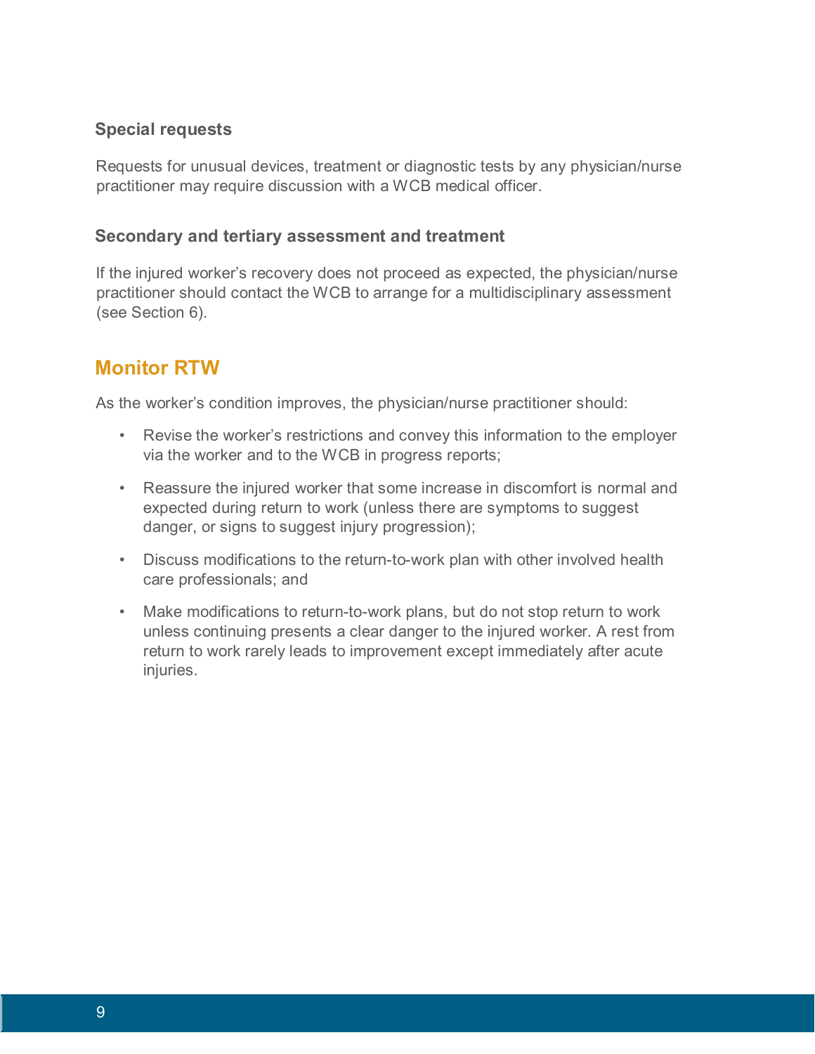### Special requests

Requests for unusual devices, treatment or diagnostic tests by any physician/nurse practitioner may require discussion with a WCB medical officer.

### Secondary and tertiary assessment and treatment

If the injured worker's recovery does not proceed as expected, the physician/nurse practitioner should contact the WCB to arrange for a multidisciplinary assessment (see Section 6).

## Monitor RTW

As the worker's condition improves, the physician/nurse practitioner should:

- Revise the worker's restrictions and convey this information to the employer via the worker and to the WCB in progress reports;
- Reassure the injured worker that some increase in discomfort is normal and expected during return to work (unless there are symptoms to suggest danger, or signs to suggest injury progression);
- Discuss modifications to the return-to-work plan with other involved health care professionals; and
- Make modifications to return-to-work plans, but do not stop return to work unless continuing presents a clear danger to the injured worker. A rest from return to work rarely leads to improvement except immediately after acute injuries.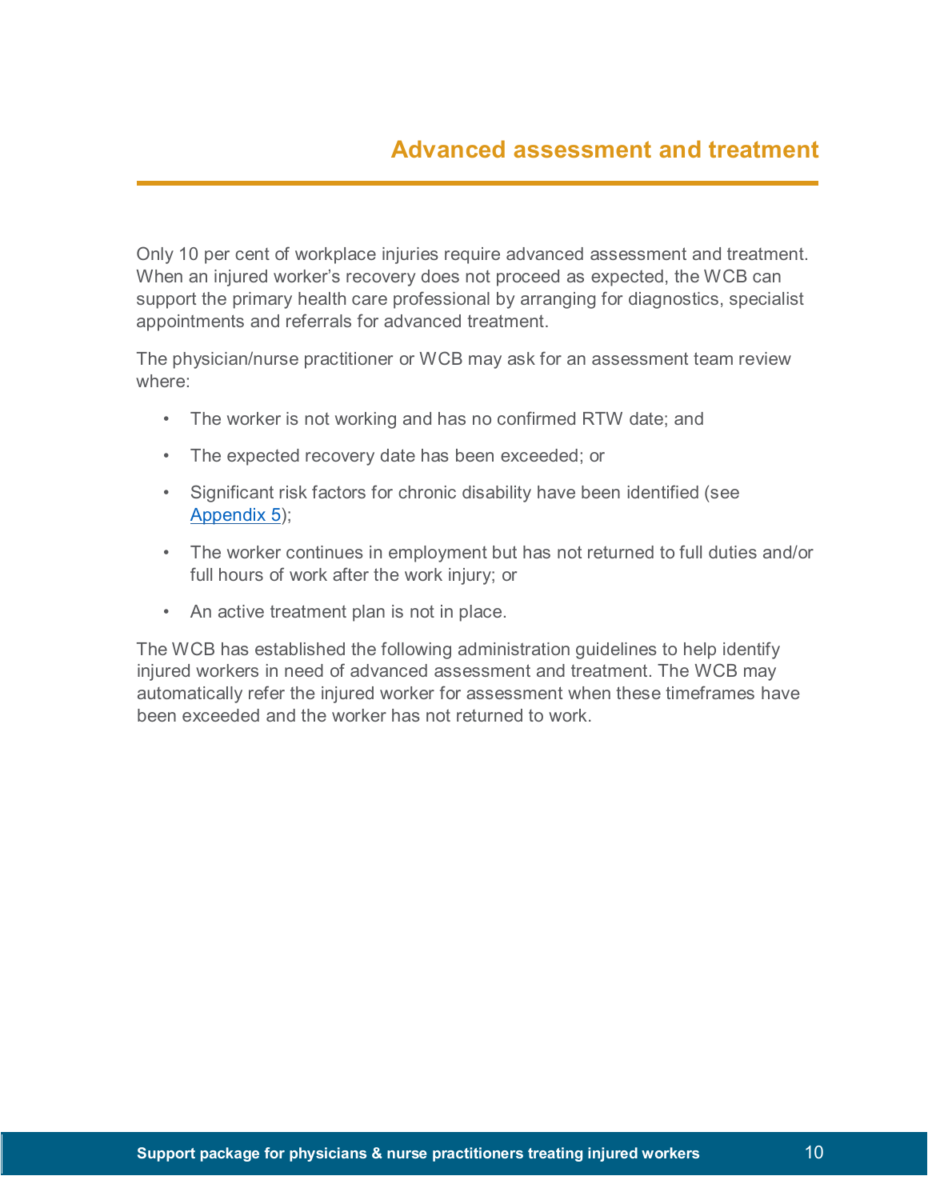# Advanced assessment and treatment

Only 10 per cent of workplace injuries require advanced assessment and treatment. When an injured worker's recovery does not proceed as expected, the WCB can support the primary health care professional by arranging for diagnostics, specialist appointments and referrals for advanced treatment.

The physician/nurse practitioner or WCB may ask for an assessment team review where:

- The worker is not working and has no confirmed RTW date; and
- The expected recovery date has been exceeded; or
- Significant risk factors for chronic disability have been identified (see Appendix 5);
- The worker continues in employment but has not returned to full duties and/or full hours of work after the work injury; or
- An active treatment plan is not in place.

The WCB has established the following administration guidelines to help identify injured workers in need of advanced assessment and treatment. The WCB may automatically refer the injured worker for assessment when these timeframes have been exceeded and the worker has not returned to work.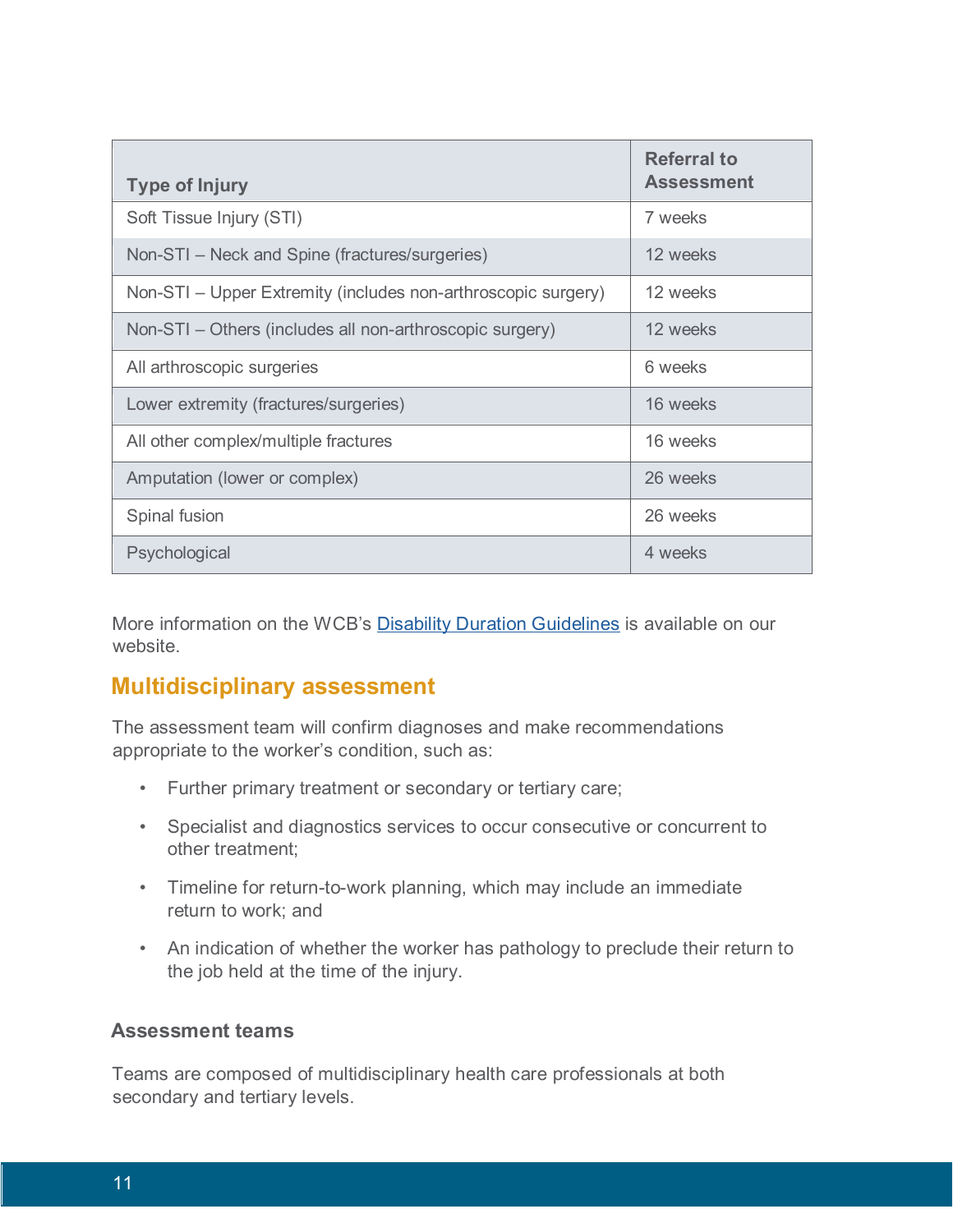| Type of Injury | Referral to Assessment |
|---|---|
| Soft Tissue Injury (STI) | 7 weeks |
| Non-STI – Neck and Spine (fractures/surgeries) | 12 weeks |
| Non-STI – Upper Extremity (includes non-arthroscopic surgery) | 12 weeks |
| Non-STI – Others (includes all non-arthroscopic surgery) | 12 weeks |
| All arthroscopic surgeries | 6 weeks |
| Lower extremity (fractures/surgeries) | 16 weeks |
| All other complex/multiple fractures | 16 weeks |
| Amputation (lower or complex) | 26 weeks |
| Spinal fusion | 26 weeks |
| Psychological | 4 weeks |

More information on the WCB's Disability Duration Guidelines is available on our website.

## Multidisciplinary assessment

The assessment team will confirm diagnoses and make recommendations appropriate to the worker's condition, such as:

- Further primary treatment or secondary or tertiary care;
- Specialist and diagnostics services to occur consecutive or concurrent to other treatment;
- Timeline for return-to-work planning, which may include an immediate return to work; and
- An indication of whether the worker has pathology to preclude their return to the job held at the time of the injury.

### Assessment teams

Teams are composed of multidisciplinary health care professionals at both secondary and tertiary levels.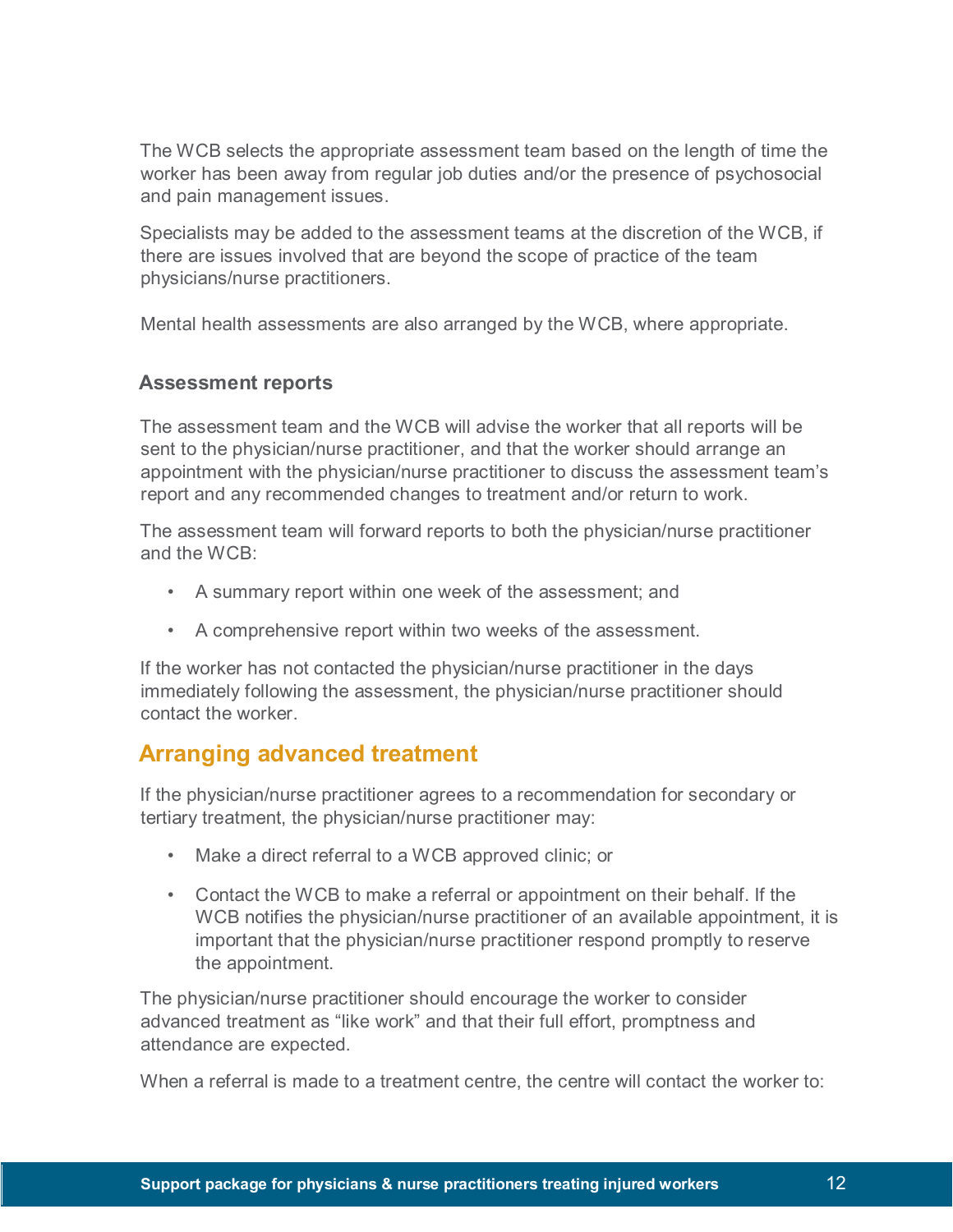The WCB selects the appropriate assessment team based on the length of time the worker has been away from regular job duties and/or the presence of psychosocial and pain management issues.

Specialists may be added to the assessment teams at the discretion of the WCB, if there are issues involved that are beyond the scope of practice of the team physicians/nurse practitioners.

Mental health assessments are also arranged by the WCB, where appropriate.

### Assessment reports

The assessment team and the WCB will advise the worker that all reports will be sent to the physician/nurse practitioner, and that the worker should arrange an appointment with the physician/nurse practitioner to discuss the assessment team's report and any recommended changes to treatment and/or return to work.

The assessment team will forward reports to both the physician/nurse practitioner and the WCB:

- A summary report within one week of the assessment; and
- A comprehensive report within two weeks of the assessment.

If the worker has not contacted the physician/nurse practitioner in the days immediately following the assessment, the physician/nurse practitioner should contact the worker.

## Arranging advanced treatment

If the physician/nurse practitioner agrees to a recommendation for secondary or tertiary treatment, the physician/nurse practitioner may:

- Make a direct referral to a WCB approved clinic; or
- Contact the WCB to make a referral or appointment on their behalf. If the WCB notifies the physician/nurse practitioner of an available appointment, it is important that the physician/nurse practitioner respond promptly to reserve the appointment.

The physician/nurse practitioner should encourage the worker to consider advanced treatment as "like work" and that their full effort, promptness and attendance are expected.

When a referral is made to a treatment centre, the centre will contact the worker to: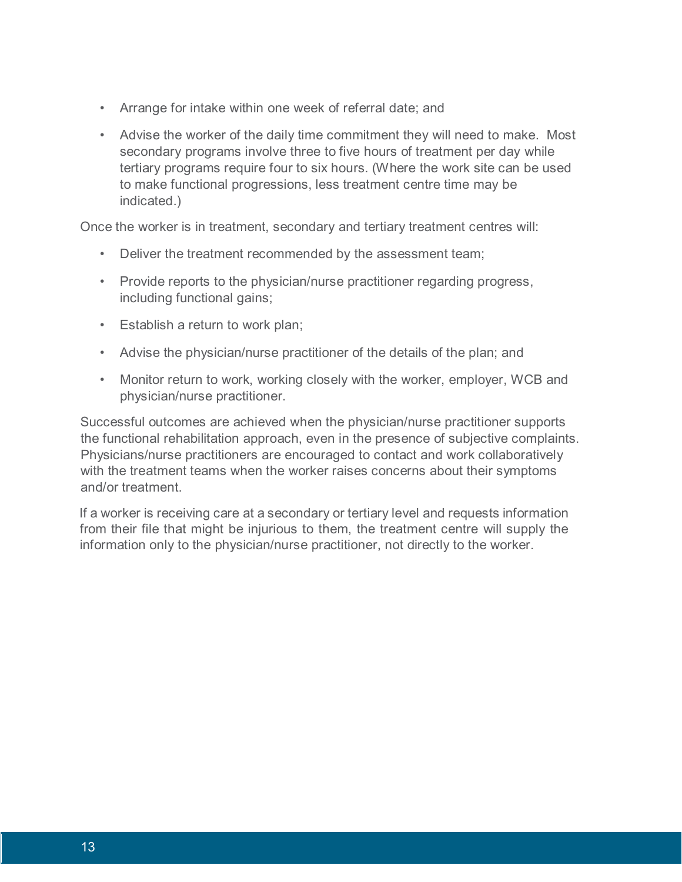- Arrange for intake within one week of referral date; and
- Advise the worker of the daily time commitment they will need to make. Most secondary programs involve three to five hours of treatment per day while tertiary programs require four to six hours. (Where the work site can be used to make functional progressions, less treatment centre time may be indicated.)

Once the worker is in treatment, secondary and tertiary treatment centres will:

- Deliver the treatment recommended by the assessment team;
- Provide reports to the physician/nurse practitioner regarding progress, including functional gains;
- Establish a return to work plan;
- Advise the physician/nurse practitioner of the details of the plan; and
- Monitor return to work, working closely with the worker, employer, WCB and physician/nurse practitioner.

Successful outcomes are achieved when the physician/nurse practitioner supports the functional rehabilitation approach, even in the presence of subjective complaints. Physicians/nurse practitioners are encouraged to contact and work collaboratively with the treatment teams when the worker raises concerns about their symptoms and/or treatment.

If a worker is receiving care at a secondary or tertiary level and requests information from their file that might be injurious to them, the treatment centre will supply the information only to the physician/nurse practitioner, not directly to the worker.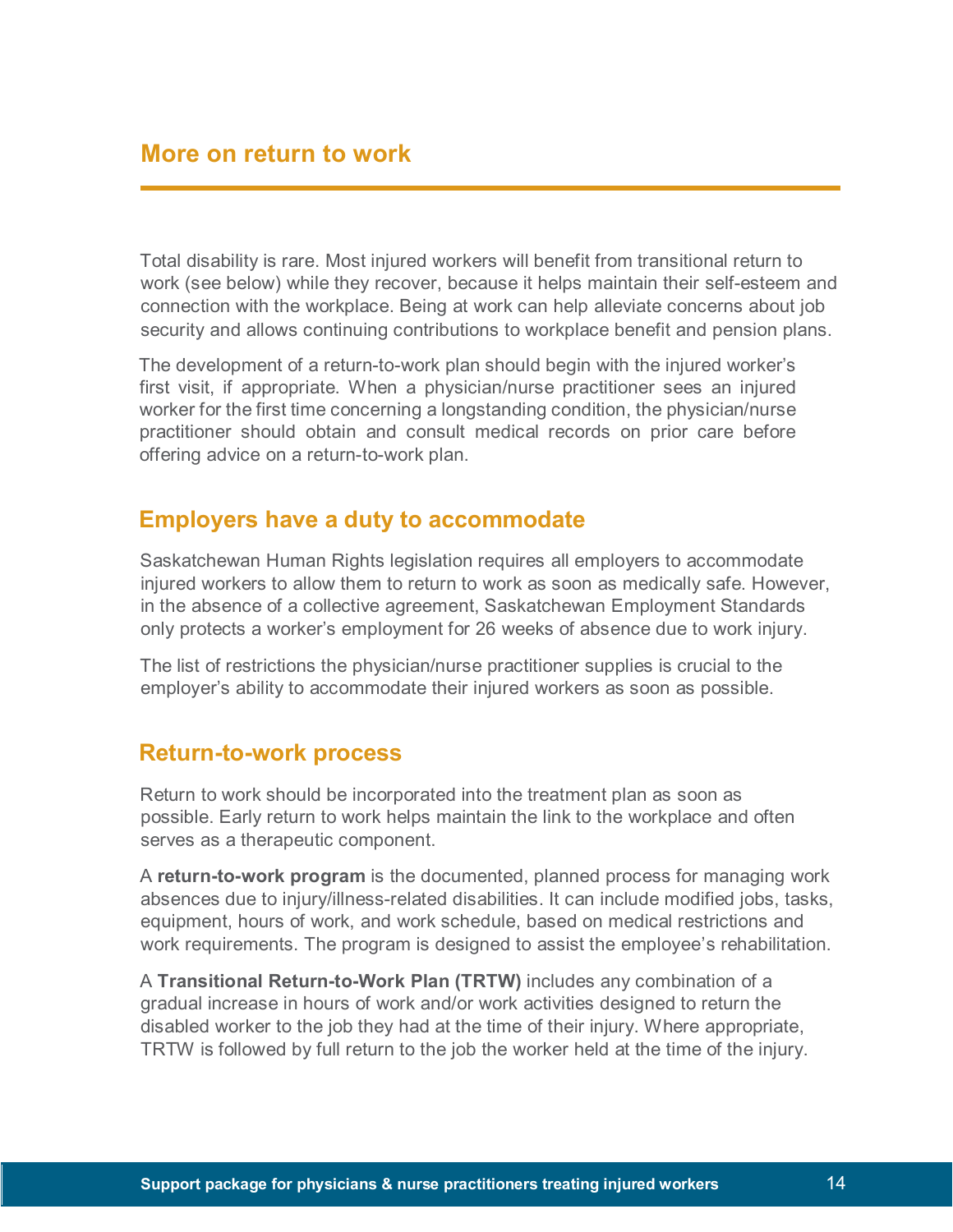## More on return to work

Total disability is rare. Most injured workers will benefit from transitional return to work (see below) while they recover, because it helps maintain their self-esteem and connection with the workplace. Being at work can help alleviate concerns about job security and allows continuing contributions to workplace benefit and pension plans.

The development of a return-to-work plan should begin with the injured worker's first visit, if appropriate. When a physician/nurse practitioner sees an injured worker for the first time concerning a longstanding condition, the physician/nurse practitioner should obtain and consult medical records on prior care before offering advice on a return-to-work plan.

### Employers have a duty to accommodate

Saskatchewan Human Rights legislation requires all employers to accommodate injured workers to allow them to return to work as soon as medically safe. However, in the absence of a collective agreement, Saskatchewan Employment Standards only protects a worker's employment for 26 weeks of absence due to work injury.

The list of restrictions the physician/nurse practitioner supplies is crucial to the employer's ability to accommodate their injured workers as soon as possible.

### Return-to-work process

Return to work should be incorporated into the treatment plan as soon as possible. Early return to work helps maintain the link to the workplace and often serves as a therapeutic component.

A **return-to-work program** is the documented, planned process for managing work absences due to injury/illness-related disabilities. It can include modified jobs, tasks, equipment, hours of work, and work schedule, based on medical restrictions and work requirements. The program is designed to assist the employee's rehabilitation.

A **Transitional Return-to-Work Plan (TRTW)** includes any combination of a gradual increase in hours of work and/or work activities designed to return the disabled worker to the job they had at the time of their injury. Where appropriate, TRTW is followed by full return to the job the worker held at the time of the injury.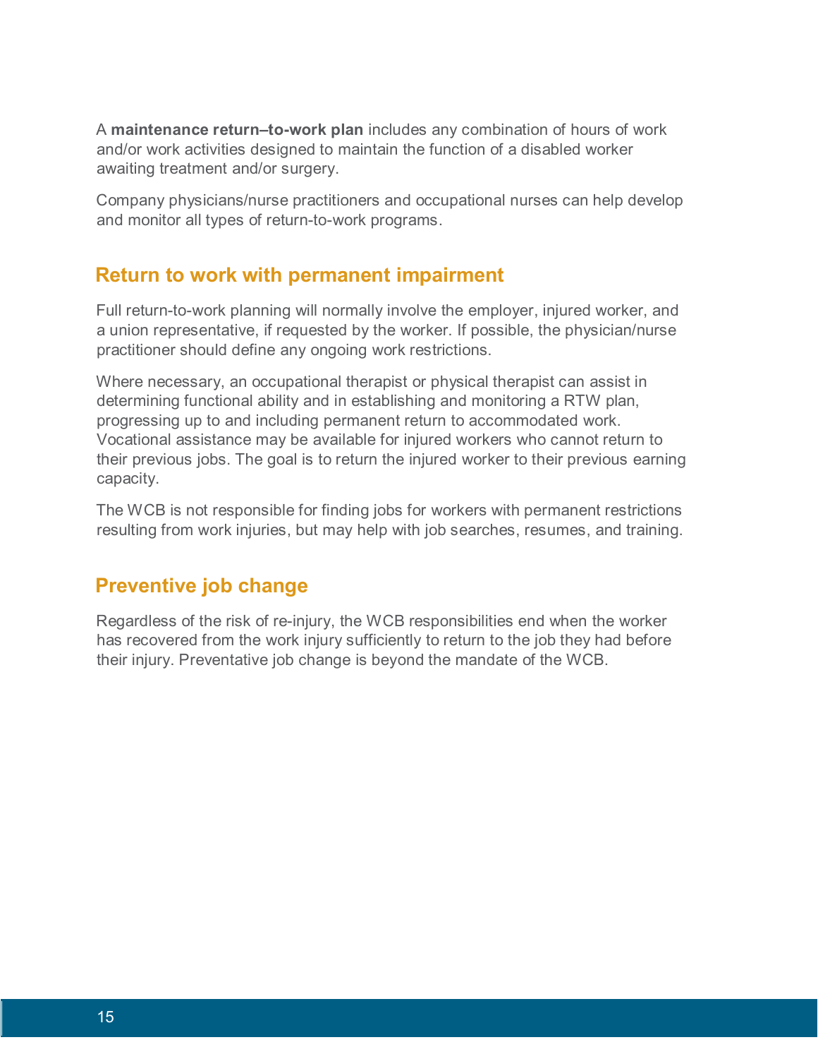A **maintenance return–to-work plan** includes any combination of hours of work and/or work activities designed to maintain the function of a disabled worker awaiting treatment and/or surgery.

Company physicians/nurse practitioners and occupational nurses can help develop and monitor all types of return-to-work programs.

## Return to work with permanent impairment

Full return-to-work planning will normally involve the employer, injured worker, and a union representative, if requested by the worker. If possible, the physician/nurse practitioner should define any ongoing work restrictions.

Where necessary, an occupational therapist or physical therapist can assist in determining functional ability and in establishing and monitoring a RTW plan, progressing up to and including permanent return to accommodated work. Vocational assistance may be available for injured workers who cannot return to their previous jobs. The goal is to return the injured worker to their previous earning capacity.

The WCB is not responsible for finding jobs for workers with permanent restrictions resulting from work injuries, but may help with job searches, resumes, and training.

## Preventive job change

Regardless of the risk of re-injury, the WCB responsibilities end when the worker has recovered from the work injury sufficiently to return to the job they had before their injury. Preventative job change is beyond the mandate of the WCB.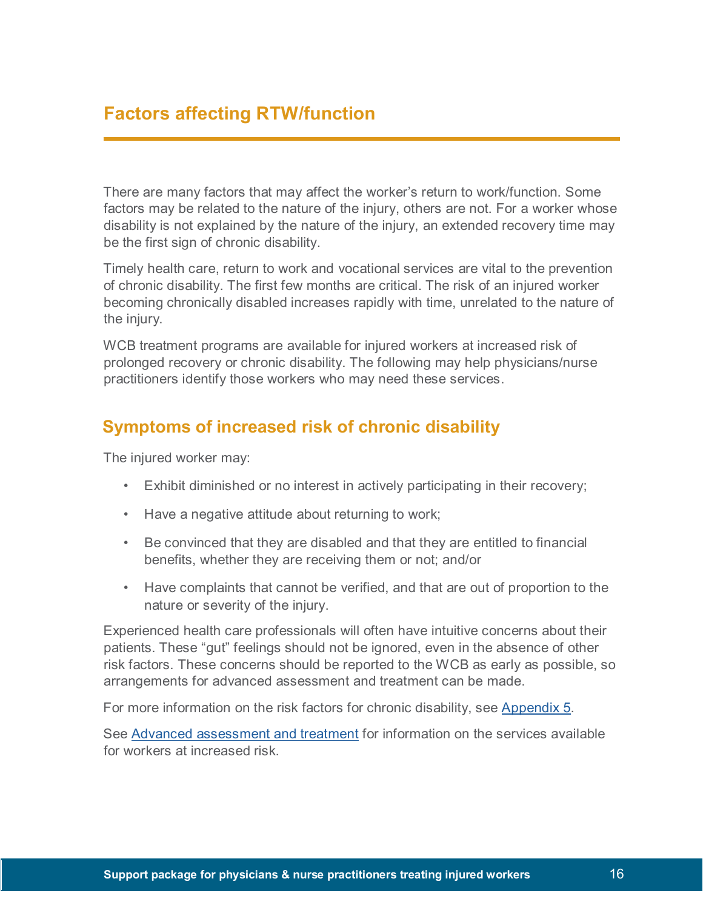# Factors affecting RTW/function

There are many factors that may affect the worker's return to work/function. Some factors may be related to the nature of the injury, others are not. For a worker whose disability is not explained by the nature of the injury, an extended recovery time may be the first sign of chronic disability.

Timely health care, return to work and vocational services are vital to the prevention of chronic disability. The first few months are critical. The risk of an injured worker becoming chronically disabled increases rapidly with time, unrelated to the nature of the injury.

WCB treatment programs are available for injured workers at increased risk of prolonged recovery or chronic disability. The following may help physicians/nurse practitioners identify those workers who may need these services.

## Symptoms of increased risk of chronic disability

The injured worker may:

- Exhibit diminished or no interest in actively participating in their recovery;
- Have a negative attitude about returning to work;
- Be convinced that they are disabled and that they are entitled to financial benefits, whether they are receiving them or not; and/or
- Have complaints that cannot be verified, and that are out of proportion to the nature or severity of the injury.

Experienced health care professionals will often have intuitive concerns about their patients. These "gut" feelings should not be ignored, even in the absence of other risk factors. These concerns should be reported to the WCB as early as possible, so arrangements for advanced assessment and treatment can be made.

For more information on the risk factors for chronic disability, see Appendix 5.

See Advanced assessment and treatment for information on the services available for workers at increased risk.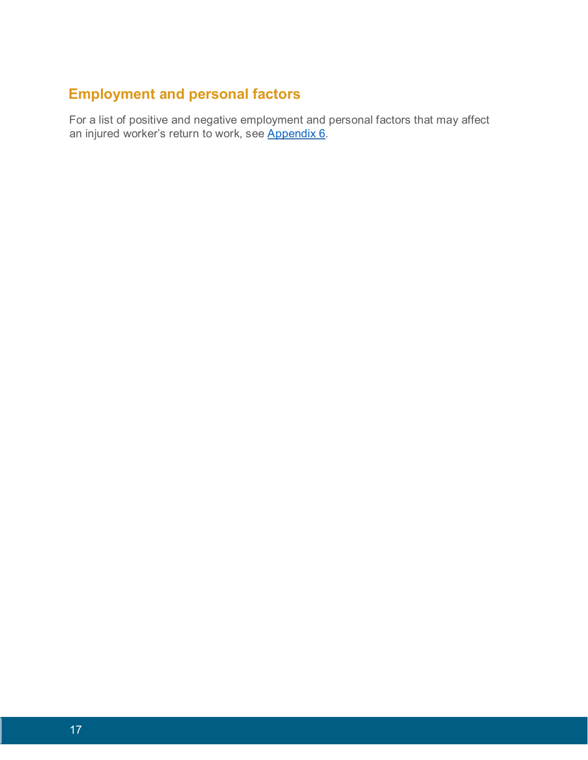## Employment and personal factors

For a list of positive and negative employment and personal factors that may affect an injured worker's return to work, see Appendix 6.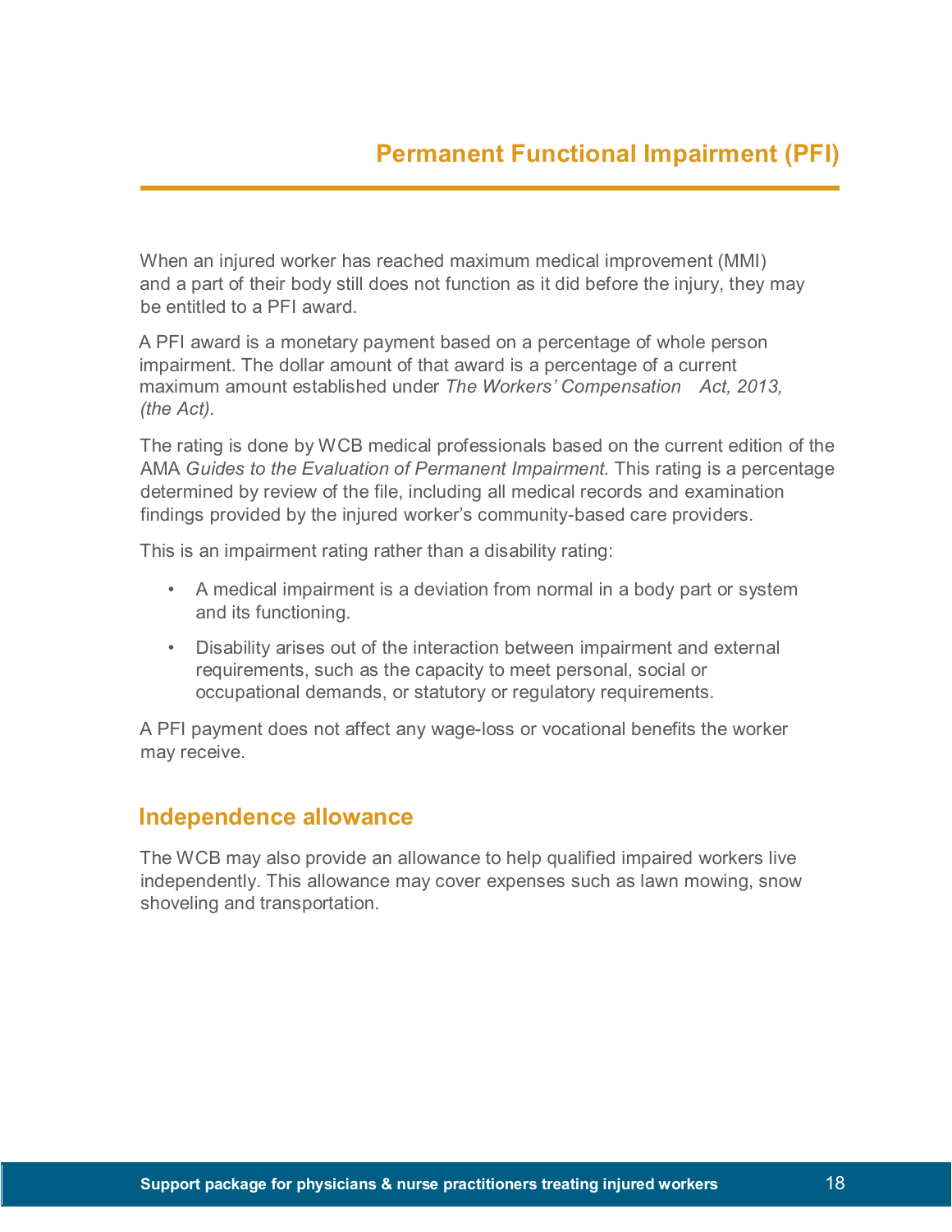# Permanent Functional Impairment (PFI)

When an injured worker has reached maximum medical improvement (MMI) and a part of their body still does not function as it did before the injury, they may be entitled to a PFI award.

A PFI award is a monetary payment based on a percentage of whole person impairment. The dollar amount of that award is a percentage of a current maximum amount established under *The Workers' Compensation Act, 2013, (the Act).*

The rating is done by WCB medical professionals based on the current edition of the AMA *Guides to the Evaluation of Permanent Impairment.* This rating is a percentage determined by review of the file, including all medical records and examination findings provided by the injured worker's community-based care providers.

This is an impairment rating rather than a disability rating:

- A medical impairment is a deviation from normal in a body part or system and its functioning.
- Disability arises out of the interaction between impairment and external requirements, such as the capacity to meet personal, social or occupational demands, or statutory or regulatory requirements.

A PFI payment does not affect any wage-loss or vocational benefits the worker may receive.

## Independence allowance

The WCB may also provide an allowance to help qualified impaired workers live independently. This allowance may cover expenses such as lawn mowing, snow shoveling and transportation.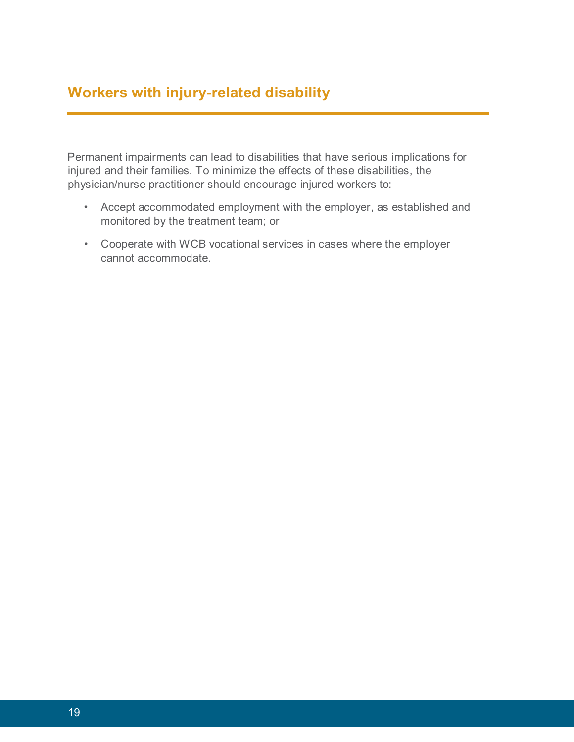## Workers with injury-related disability

Permanent impairments can lead to disabilities that have serious implications for injured and their families. To minimize the effects of these disabilities, the physician/nurse practitioner should encourage injured workers to:

- Accept accommodated employment with the employer, as established and monitored by the treatment team; or
- Cooperate with WCB vocational services in cases where the employer cannot accommodate.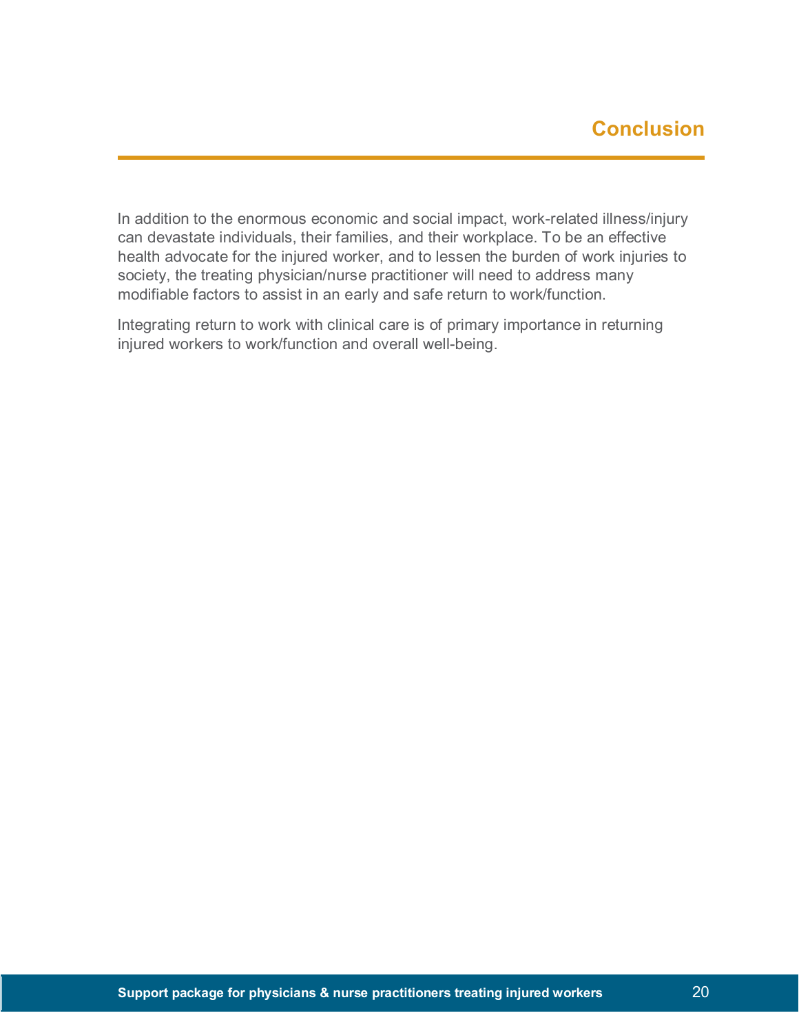# Conclusion

In addition to the enormous economic and social impact, work-related illness/injury can devastate individuals, their families, and their workplace. To be an effective health advocate for the injured worker, and to lessen the burden of work injuries to society, the treating physician/nurse practitioner will need to address many modifiable factors to assist in an early and safe return to work/function.

Integrating return to work with clinical care is of primary importance in returning injured workers to work/function and overall well-being.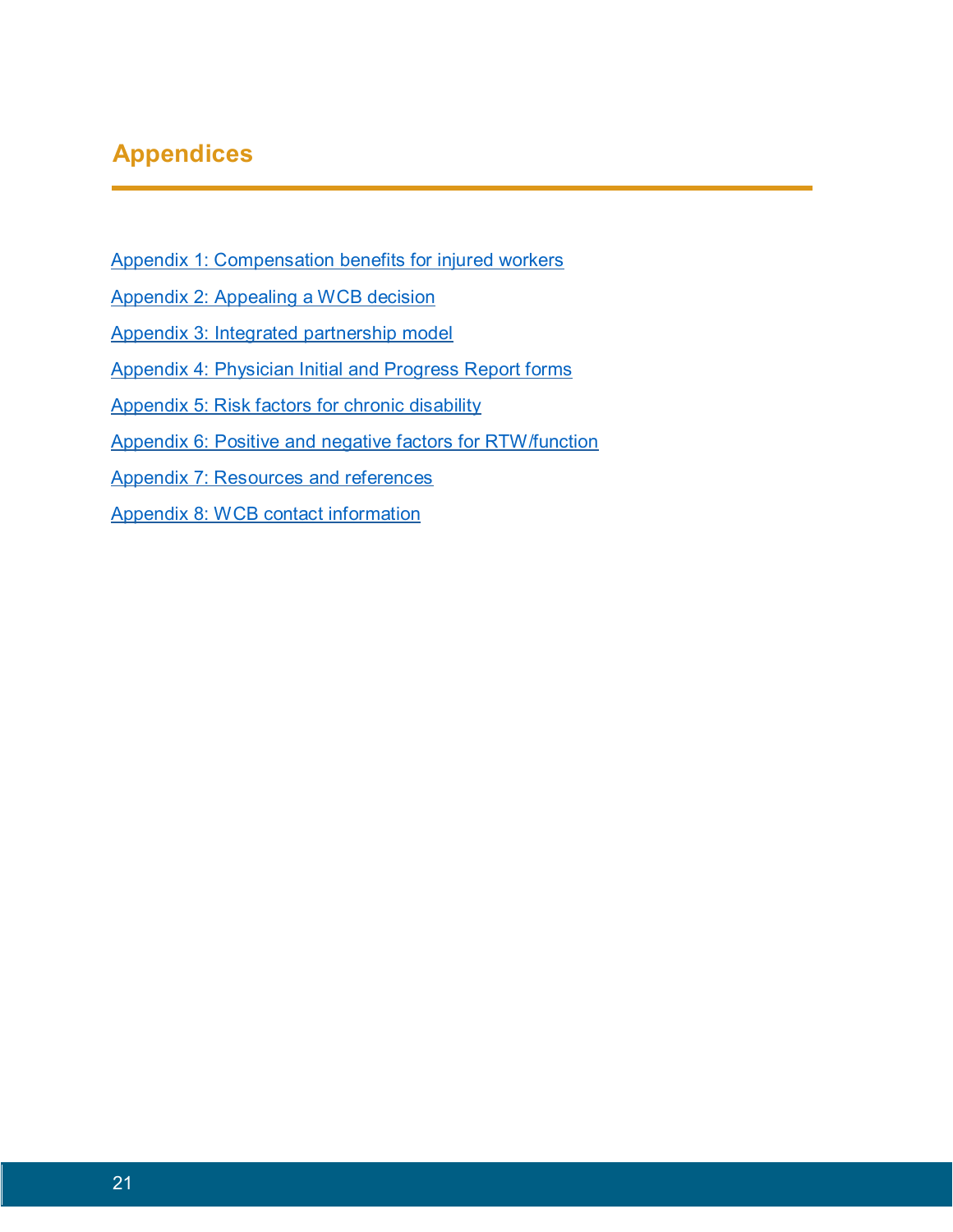# Appendices

Appendix 1: Compensation benefits for injured workers

Appendix 2: Appealing a WCB decision

Appendix 3: Integrated partnership model

Appendix 4: Physician Initial and Progress Report forms

Appendix 5: Risk factors for chronic disability

Appendix 6: Positive and negative factors for RTW/function

Appendix 7: Resources and references

Appendix 8: WCB contact information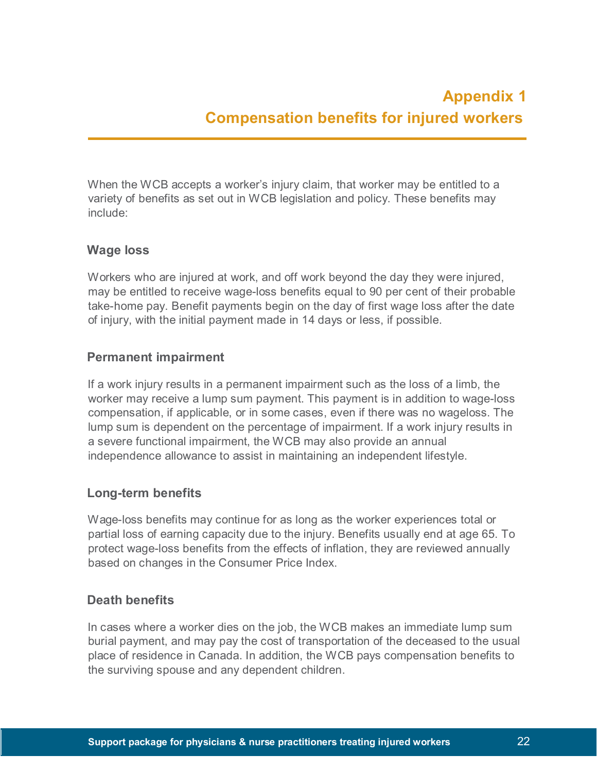# Appendix 1
# Compensation benefits for injured workers

When the WCB accepts a worker's injury claim, that worker may be entitled to a variety of benefits as set out in WCB legislation and policy. These benefits may include:

## Wage loss

Workers who are injured at work, and off work beyond the day they were injured, may be entitled to receive wage-loss benefits equal to 90 per cent of their probable take-home pay. Benefit payments begin on the day of first wage loss after the date of injury, with the initial payment made in 14 days or less, if possible.

## Permanent impairment

If a work injury results in a permanent impairment such as the loss of a limb, the worker may receive a lump sum payment. This payment is in addition to wage-loss compensation, if applicable, or in some cases, even if there was no wageloss. The lump sum is dependent on the percentage of impairment. If a work injury results in a severe functional impairment, the WCB may also provide an annual independence allowance to assist in maintaining an independent lifestyle.

## Long-term benefits

Wage-loss benefits may continue for as long as the worker experiences total or partial loss of earning capacity due to the injury. Benefits usually end at age 65. To protect wage-loss benefits from the effects of inflation, they are reviewed annually based on changes in the Consumer Price Index.

## Death benefits

In cases where a worker dies on the job, the WCB makes an immediate lump sum burial payment, and may pay the cost of transportation of the deceased to the usual place of residence in Canada. In addition, the WCB pays compensation benefits to the surviving spouse and any dependent children.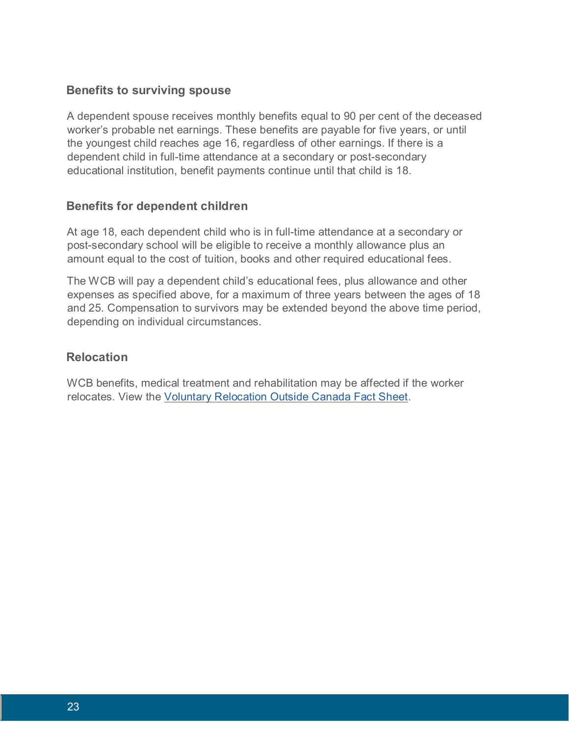### Benefits to surviving spouse

A dependent spouse receives monthly benefits equal to 90 per cent of the deceased worker's probable net earnings. These benefits are payable for five years, or until the youngest child reaches age 16, regardless of other earnings. If there is a dependent child in full-time attendance at a secondary or post-secondary educational institution, benefit payments continue until that child is 18.

### Benefits for dependent children

At age 18, each dependent child who is in full-time attendance at a secondary or post-secondary school will be eligible to receive a monthly allowance plus an amount equal to the cost of tuition, books and other required educational fees.

The WCB will pay a dependent child's educational fees, plus allowance and other expenses as specified above, for a maximum of three years between the ages of 18 and 25. Compensation to survivors may be extended beyond the above time period, depending on individual circumstances.

### Relocation

WCB benefits, medical treatment and rehabilitation may be affected if the worker relocates. View the [Voluntary Relocation Outside Canada Fact Sheet].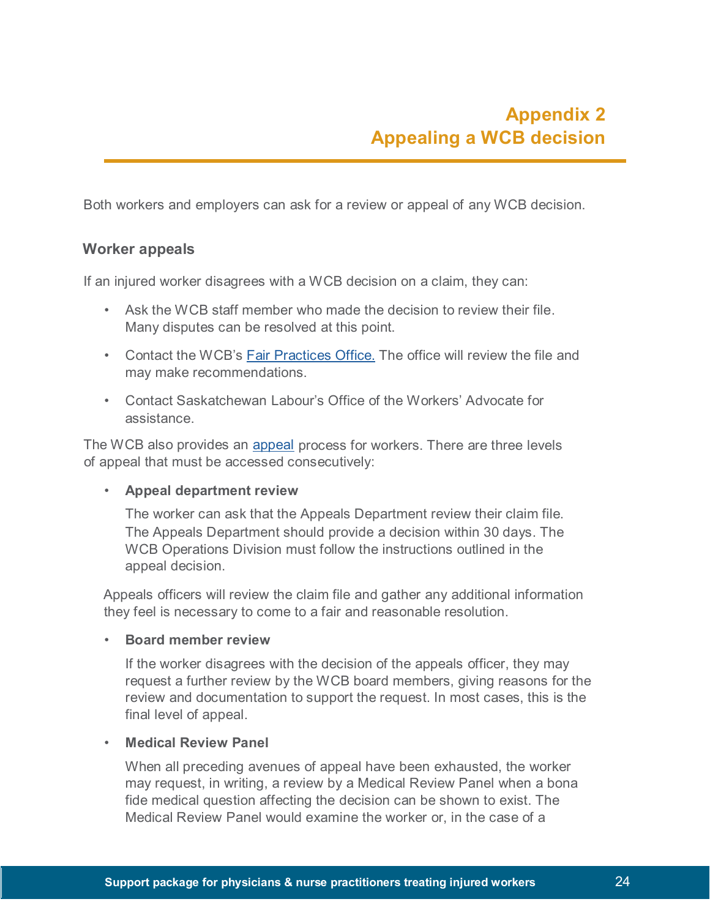# Appendix 2
# Appealing a WCB decision

Both workers and employers can ask for a review or appeal of any WCB decision.

## Worker appeals

If an injured worker disagrees with a WCB decision on a claim, they can:

- Ask the WCB staff member who made the decision to review their file. Many disputes can be resolved at this point.
- Contact the WCB's Fair Practices Office. The office will review the file and may make recommendations.
- Contact Saskatchewan Labour's Office of the Workers' Advocate for assistance.

The WCB also provides an appeal process for workers. There are three levels of appeal that must be accessed consecutively:

- **Appeal department review**

  The worker can ask that the Appeals Department review their claim file. The Appeals Department should provide a decision within 30 days. The WCB Operations Division must follow the instructions outlined in the appeal decision.

Appeals officers will review the claim file and gather any additional information they feel is necessary to come to a fair and reasonable resolution.

- **Board member review**

  If the worker disagrees with the decision of the appeals officer, they may request a further review by the WCB board members, giving reasons for the review and documentation to support the request. In most cases, this is the final level of appeal.

- **Medical Review Panel**

  When all preceding avenues of appeal have been exhausted, the worker may request, in writing, a review by a Medical Review Panel when a bona fide medical question affecting the decision can be shown to exist. The Medical Review Panel would examine the worker or, in the case of a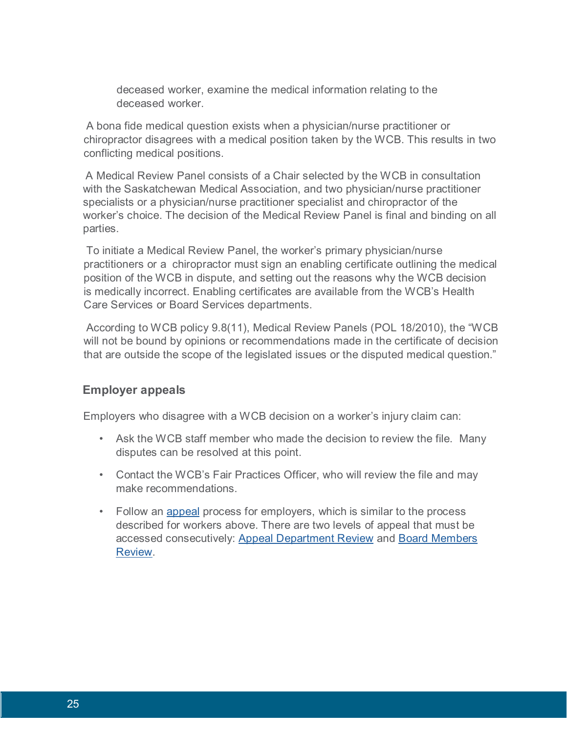deceased worker, examine the medical information relating to the deceased worker.

A bona fide medical question exists when a physician/nurse practitioner or chiropractor disagrees with a medical position taken by the WCB. This results in two conflicting medical positions.

A Medical Review Panel consists of a Chair selected by the WCB in consultation with the Saskatchewan Medical Association, and two physician/nurse practitioner specialists or a physician/nurse practitioner specialist and chiropractor of the worker's choice. The decision of the Medical Review Panel is final and binding on all parties.

To initiate a Medical Review Panel, the worker's primary physician/nurse practitioners or a chiropractor must sign an enabling certificate outlining the medical position of the WCB in dispute, and setting out the reasons why the WCB decision is medically incorrect. Enabling certificates are available from the WCB's Health Care Services or Board Services departments.

According to WCB policy 9.8(11), Medical Review Panels (POL 18/2010), the "WCB will not be bound by opinions or recommendations made in the certificate of decision that are outside the scope of the legislated issues or the disputed medical question."

### Employer appeals

Employers who disagree with a WCB decision on a worker's injury claim can:

- Ask the WCB staff member who made the decision to review the file. Many disputes can be resolved at this point.
- Contact the WCB's Fair Practices Officer, who will review the file and may make recommendations.
- Follow an appeal process for employers, which is similar to the process described for workers above. There are two levels of appeal that must be accessed consecutively: Appeal Department Review and Board Members Review.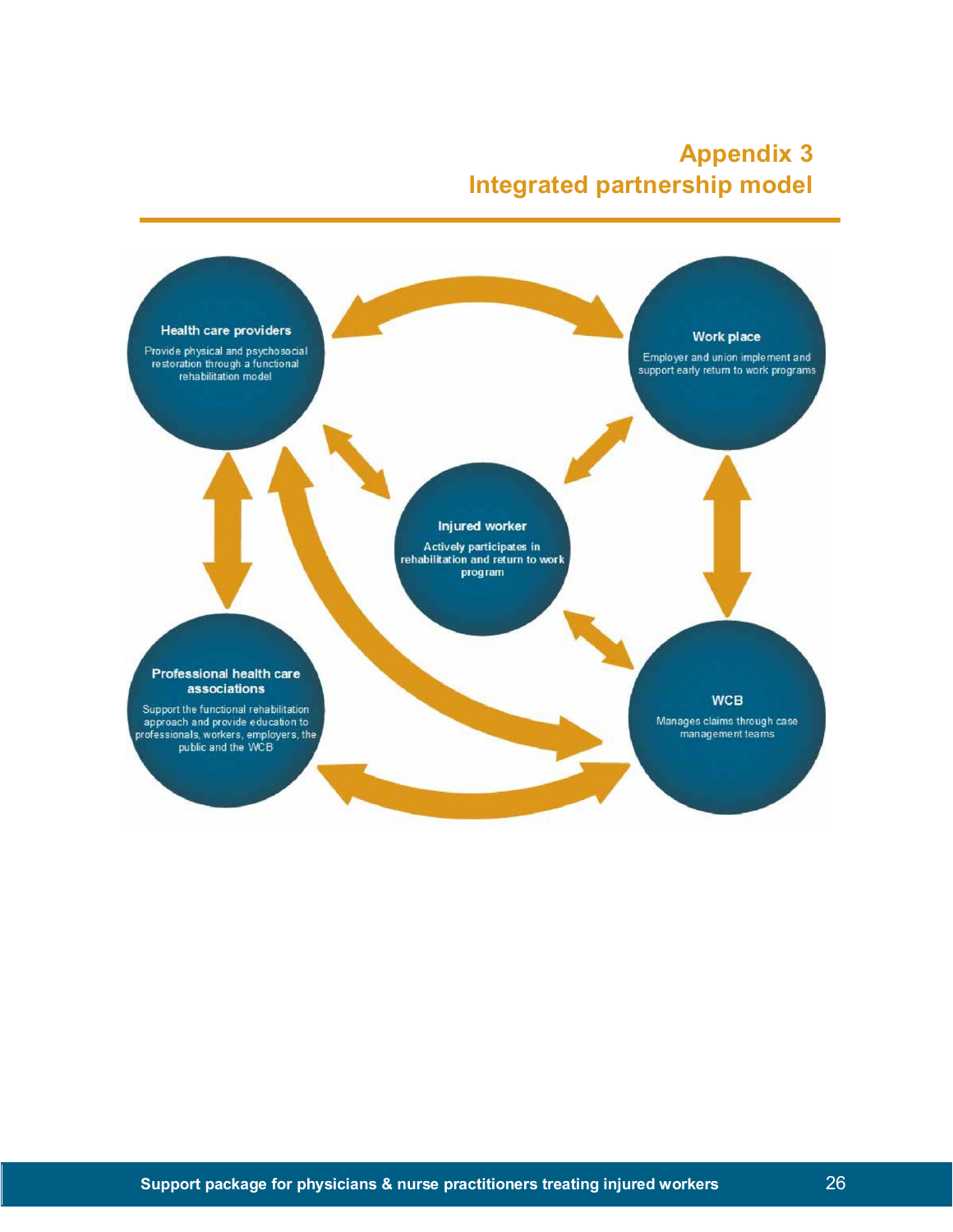# Appendix 3
# Integrated partnership model

**Health care providers**

Provide physical and psychosocial restoration through a functional rehabilitation model

**Work place**

Employer and union implement and support early return to work programs

**Injured worker**

Actively participates in rehabilitation and return to work program

**Professional health care associations**

Support the functional rehabilitation approach and provide education to professionals, workers, employers, the public and the WCB

**WCB**

Manages claims through case management teams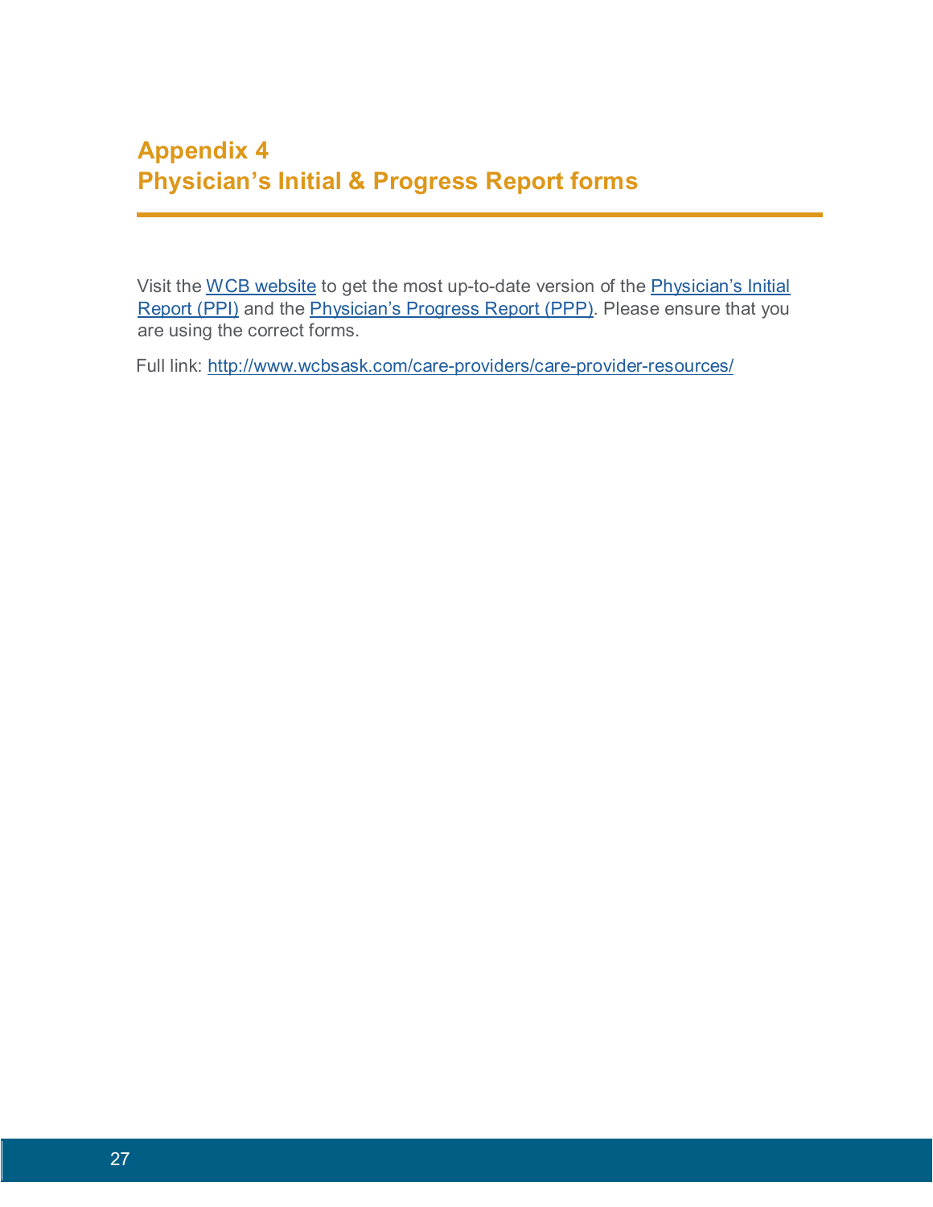# Appendix 4
# Physician's Initial & Progress Report forms

Visit the WCB website to get the most up-to-date version of the Physician's Initial Report (PPI) and the Physician's Progress Report (PPP). Please ensure that you are using the correct forms.

Full link: http://www.wcbsask.com/care-providers/care-provider-resources/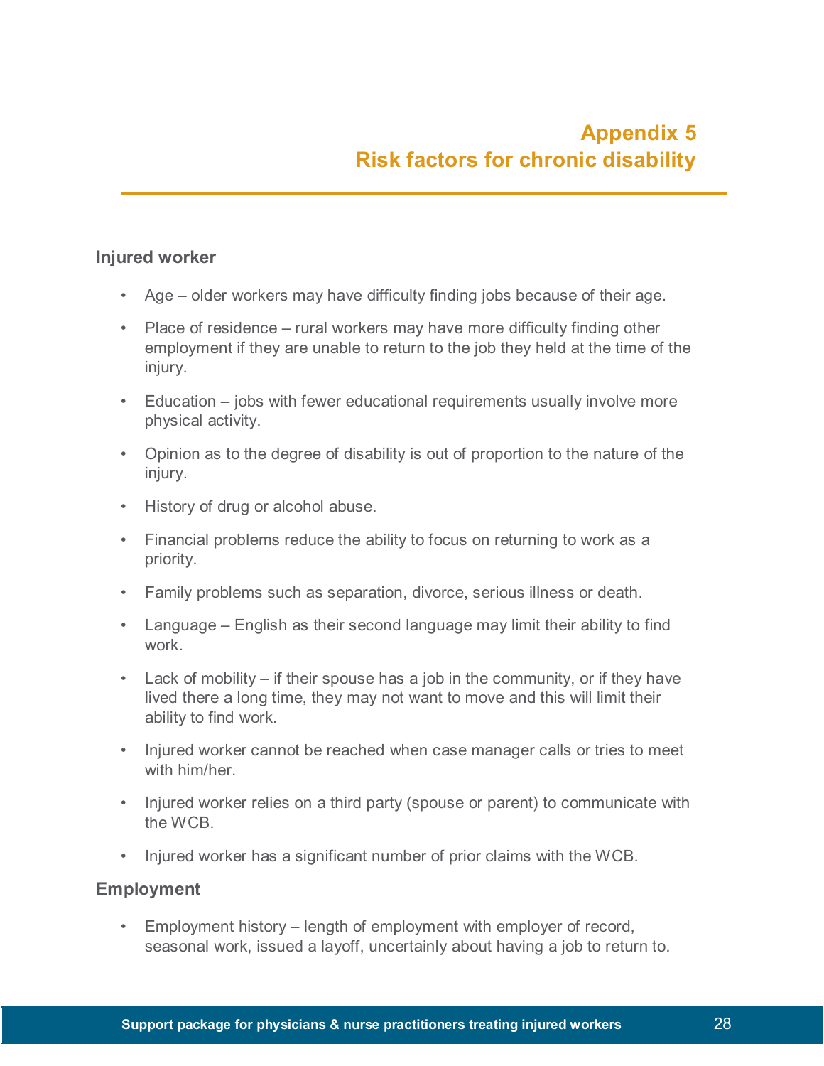# Appendix 5
# Risk factors for chronic disability

### Injured worker

- Age – older workers may have difficulty finding jobs because of their age.
- Place of residence – rural workers may have more difficulty finding other employment if they are unable to return to the job they held at the time of the injury.
- Education – jobs with fewer educational requirements usually involve more physical activity.
- Opinion as to the degree of disability is out of proportion to the nature of the injury.
- History of drug or alcohol abuse.
- Financial problems reduce the ability to focus on returning to work as a priority.
- Family problems such as separation, divorce, serious illness or death.
- Language – English as their second language may limit their ability to find work.
- Lack of mobility – if their spouse has a job in the community, or if they have lived there a long time, they may not want to move and this will limit their ability to find work.
- Injured worker cannot be reached when case manager calls or tries to meet with him/her.
- Injured worker relies on a third party (spouse or parent) to communicate with the WCB.
- Injured worker has a significant number of prior claims with the WCB.

### Employment

- Employment history – length of employment with employer of record, seasonal work, issued a layoff, uncertainly about having a job to return to.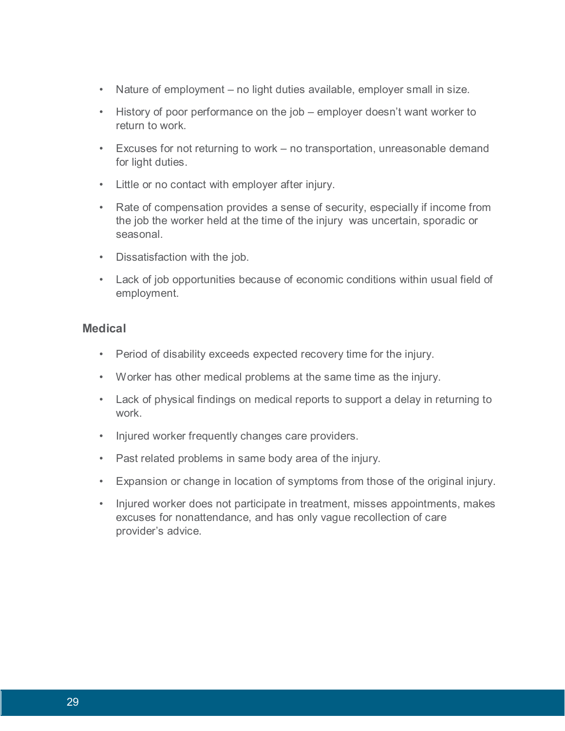- Nature of employment – no light duties available, employer small in size.
- History of poor performance on the job – employer doesn't want worker to return to work.
- Excuses for not returning to work – no transportation, unreasonable demand for light duties.
- Little or no contact with employer after injury.
- Rate of compensation provides a sense of security, especially if income from the job the worker held at the time of the injury was uncertain, sporadic or seasonal.
- Dissatisfaction with the job.
- Lack of job opportunities because of economic conditions within usual field of employment.

**Medical**

- Period of disability exceeds expected recovery time for the injury.
- Worker has other medical problems at the same time as the injury.
- Lack of physical findings on medical reports to support a delay in returning to work.
- Injured worker frequently changes care providers.
- Past related problems in same body area of the injury.
- Expansion or change in location of symptoms from those of the original injury.
- Injured worker does not participate in treatment, misses appointments, makes excuses for nonattendance, and has only vague recollection of care provider's advice.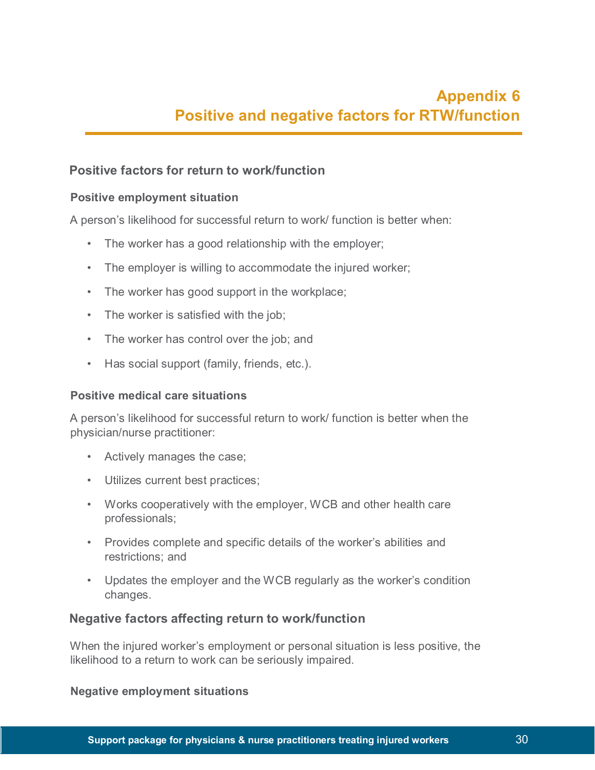# Appendix 6
# Positive and negative factors for RTW/function

## Positive factors for return to work/function

### Positive employment situation

A person's likelihood for successful return to work/ function is better when:

- The worker has a good relationship with the employer;
- The employer is willing to accommodate the injured worker;
- The worker has good support in the workplace;
- The worker is satisfied with the job;
- The worker has control over the job; and
- Has social support (family, friends, etc.).

### Positive medical care situations

A person's likelihood for successful return to work/ function is better when the physician/nurse practitioner:

- Actively manages the case;
- Utilizes current best practices;
- Works cooperatively with the employer, WCB and other health care professionals;
- Provides complete and specific details of the worker's abilities and restrictions; and
- Updates the employer and the WCB regularly as the worker's condition changes.

## Negative factors affecting return to work/function

When the injured worker's employment or personal situation is less positive, the likelihood to a return to work can be seriously impaired.

### Negative employment situations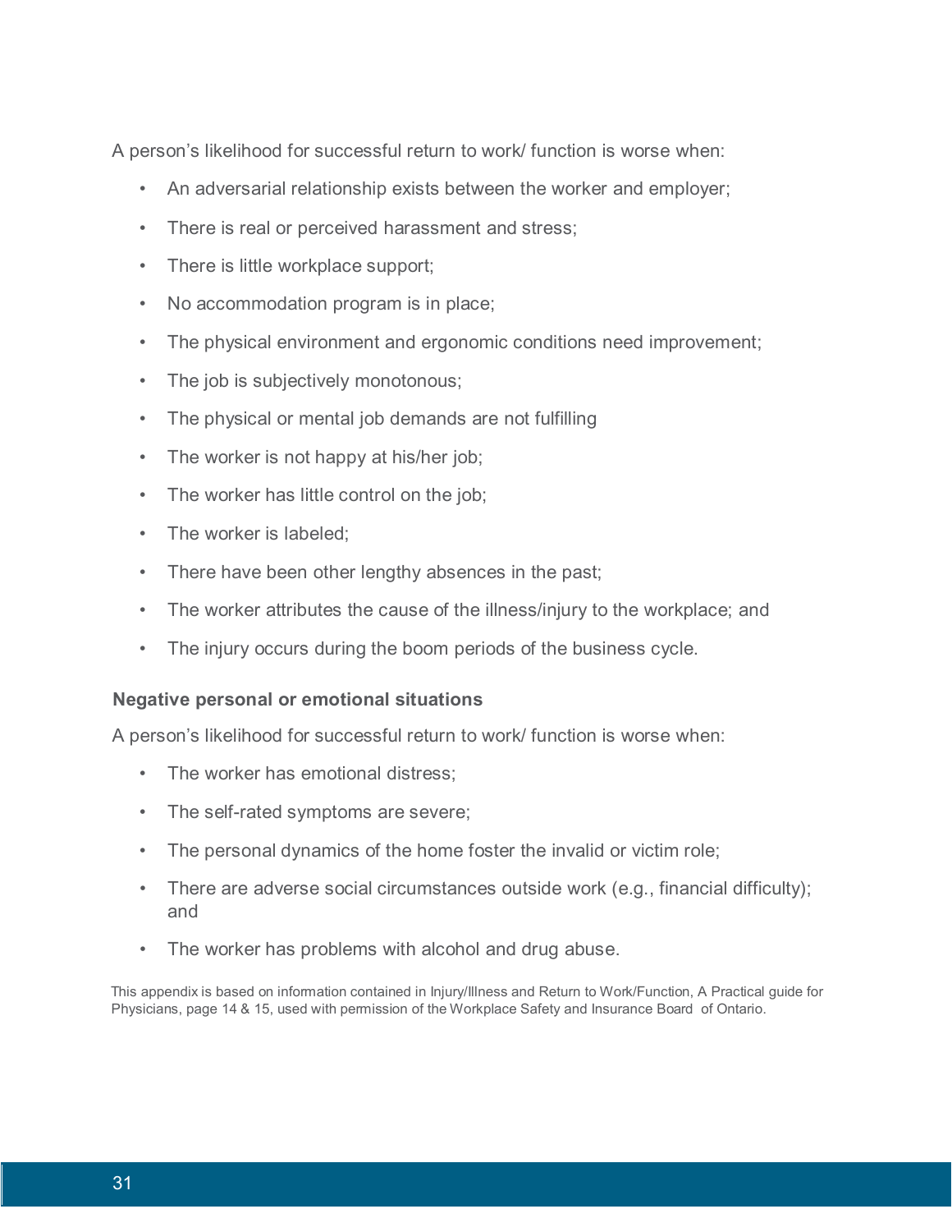A person's likelihood for successful return to work/ function is worse when:

- An adversarial relationship exists between the worker and employer;
- There is real or perceived harassment and stress;
- There is little workplace support;
- No accommodation program is in place;
- The physical environment and ergonomic conditions need improvement;
- The job is subjectively monotonous;
- The physical or mental job demands are not fulfilling
- The worker is not happy at his/her job;
- The worker has little control on the job;
- The worker is labeled;
- There have been other lengthy absences in the past;
- The worker attributes the cause of the illness/injury to the workplace; and
- The injury occurs during the boom periods of the business cycle.

**Negative personal or emotional situations**

A person's likelihood for successful return to work/ function is worse when:

- The worker has emotional distress;
- The self-rated symptoms are severe;
- The personal dynamics of the home foster the invalid or victim role;
- There are adverse social circumstances outside work (e.g., financial difficulty); and
- The worker has problems with alcohol and drug abuse.

This appendix is based on information contained in Injury/Illness and Return to Work/Function, A Practical guide for Physicians, page 14 & 15, used with permission of the Workplace Safety and Insurance Board of Ontario.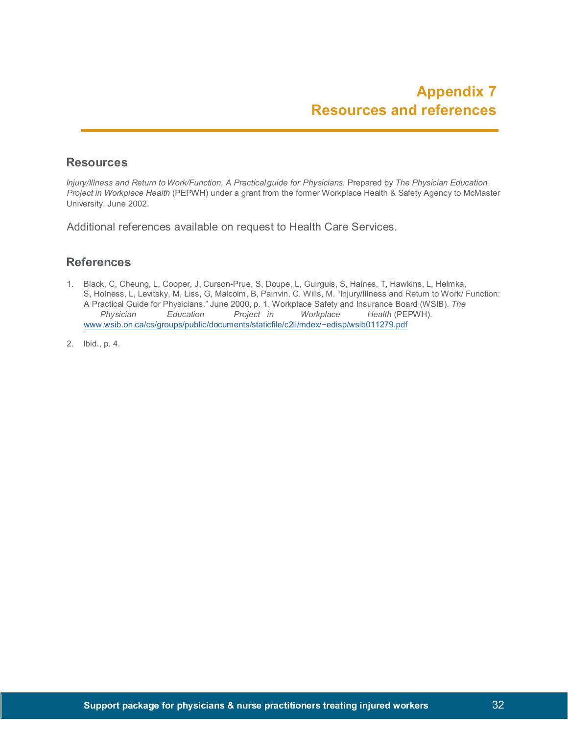# Appendix 7
# Resources and references

## Resources

*Injury/Illness and Return to Work/Function, A Practical guide for Physicians.* Prepared by *The Physician Education Project in Workplace Health* (PEPWH) under a grant from the former Workplace Health & Safety Agency to McMaster University, June 2002.

Additional references available on request to Health Care Services.

## References

1. Black, C, Cheung, L, Cooper, J, Curson-Prue, S, Doupe, L, Guirguis, S, Haines, T, Hawkins, L, Helmka, S, Holness, L, Levitsky, M, Liss, G, Malcolm, B, Painvin, C, Wills, M. "Injury/Illness and Return to Work/ Function: A Practical Guide for Physicians." June 2000, p. 1. Workplace Safety and Insurance Board (WSIB). *The Physician Education Project in Workplace Health* (PEPWH). www.wsib.on.ca/cs/groups/public/documents/staticfile/c2li/mdex/~edisp/wsib011279.pdf

2. Ibid., p. 4.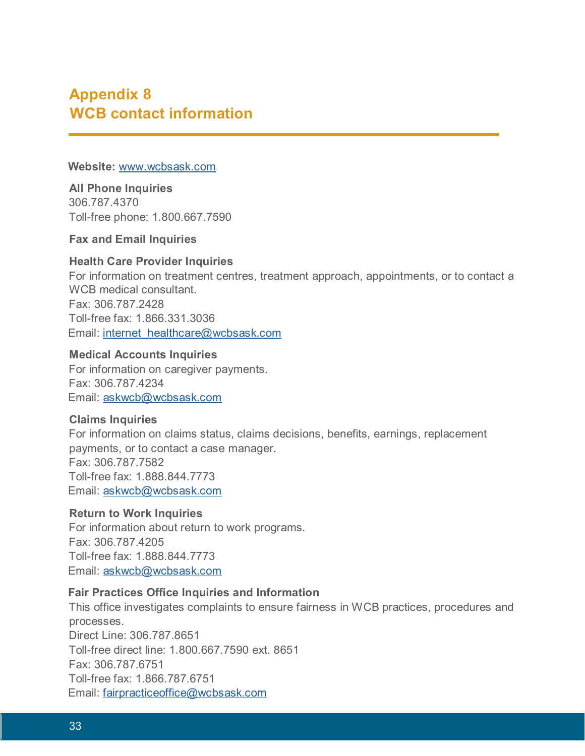# Appendix 8
# WCB contact information

**Website:** www.wcbsask.com

**All Phone Inquiries**
306.787.4370
Toll-free phone: 1.800.667.7590

**Fax and Email Inquiries**

**Health Care Provider Inquiries**
For information on treatment centres, treatment approach, appointments, or to contact a WCB medical consultant.
Fax: 306.787.2428
Toll-free fax: 1.866.331.3036
Email: internet_healthcare@wcbsask.com

**Medical Accounts Inquiries**
For information on caregiver payments.
Fax: 306.787.4234
Email: askwcb@wcbsask.com

**Claims Inquiries**
For information on claims status, claims decisions, benefits, earnings, replacement payments, or to contact a case manager.
Fax: 306.787.7582
Toll-free fax: 1.888.844.7773
Email: askwcb@wcbsask.com

**Return to Work Inquiries**
For information about return to work programs.
Fax: 306.787.4205
Toll-free fax: 1.888.844.7773
Email: askwcb@wcbsask.com

**Fair Practices Office Inquiries and Information**
This office investigates complaints to ensure fairness in WCB practices, procedures and processes.
Direct Line: 306.787.8651
Toll-free direct line: 1.800.667.7590 ext. 8651
Fax: 306.787.6751
Toll-free fax: 1.866.787.6751
Email: fairpracticeoffice@wcbsask.com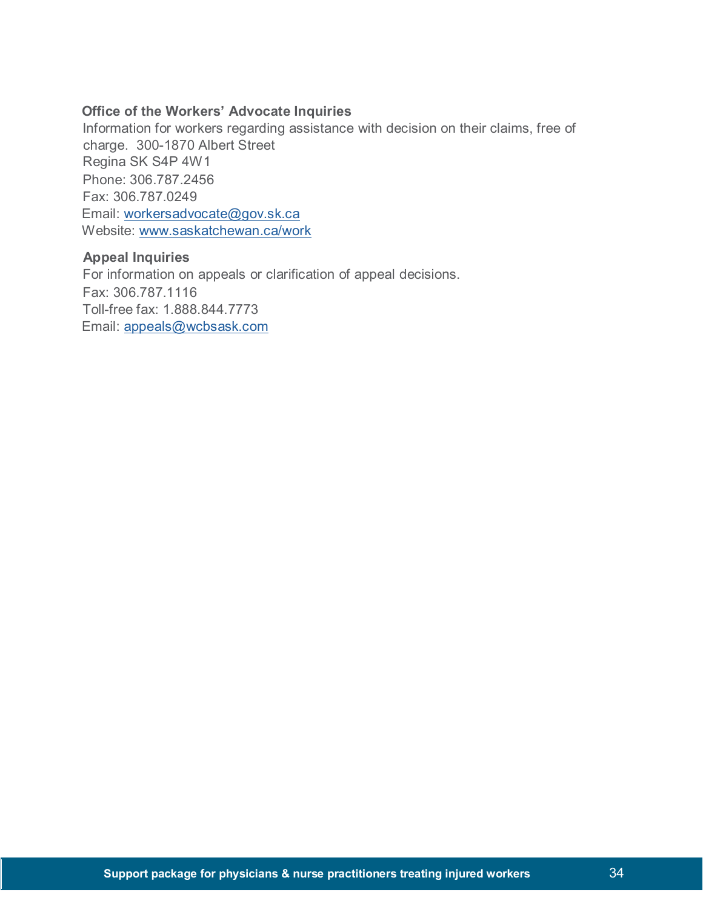**Office of the Workers' Advocate Inquiries**

Information for workers regarding assistance with decision on their claims, free of charge. 300-1870 Albert Street
Regina SK S4P 4W1
Phone: 306.787.2456
Fax: 306.787.0249
Email: workersadvocate@gov.sk.ca
Website: www.saskatchewan.ca/work

**Appeal Inquiries**

For information on appeals or clarification of appeal decisions.
Fax: 306.787.1116
Toll-free fax: 1.888.844.7773
Email: appeals@wcbsask.com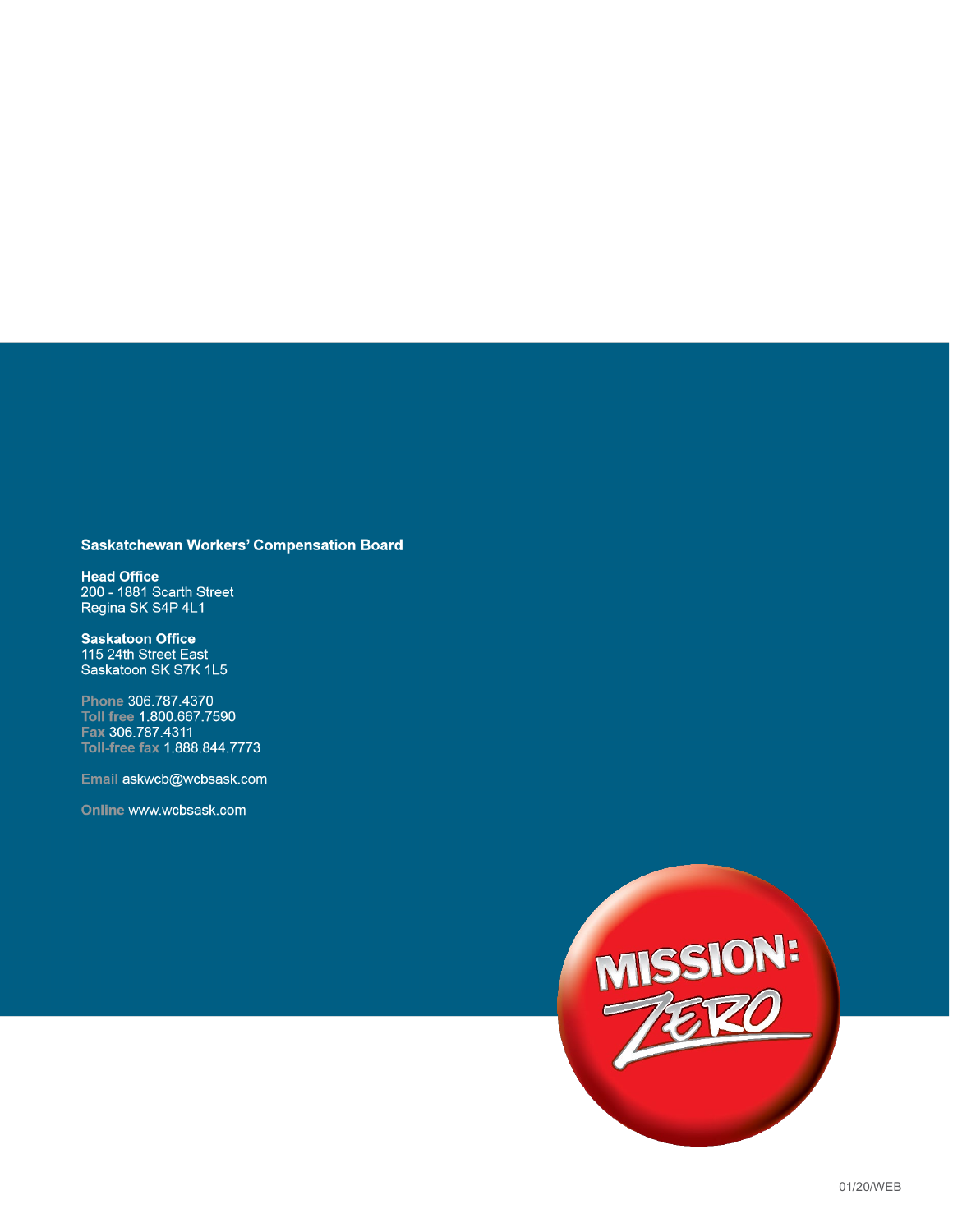**Saskatchewan Workers' Compensation Board**

**Head Office**
200 - 1881 Scarth Street
Regina SK S4P 4L1

**Saskatoon Office**
115 24th Street East
Saskatoon SK S7K 1L5

**Phone** 306.787.4370
**Toll free** 1.800.667.7590
**Fax** 306.787.4311
**Toll-free fax** 1.888.844.7773

**Email** askwcb@wcbsask.com

**Online** www.wcbsask.com

MISSION: ZERO

01/20/WEB